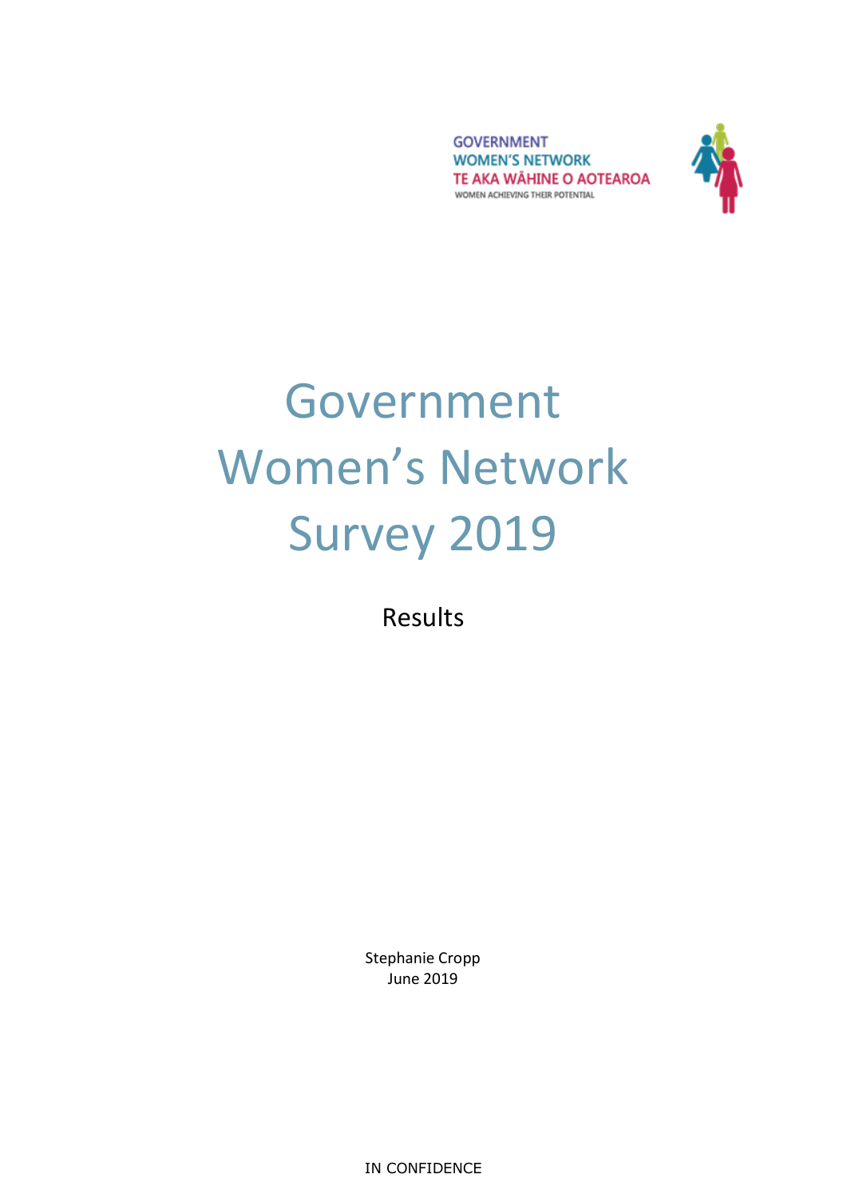GOVERNMENT
WOMEN'S NETWORK
TE AKA WĀHINE O AOTEAROA
WOMEN ACHIEVING THEIR POTENTIAL

# Government Women's Network Survey 2019

Results

Stephanie Cropp
June 2019

IN CONFIDENCE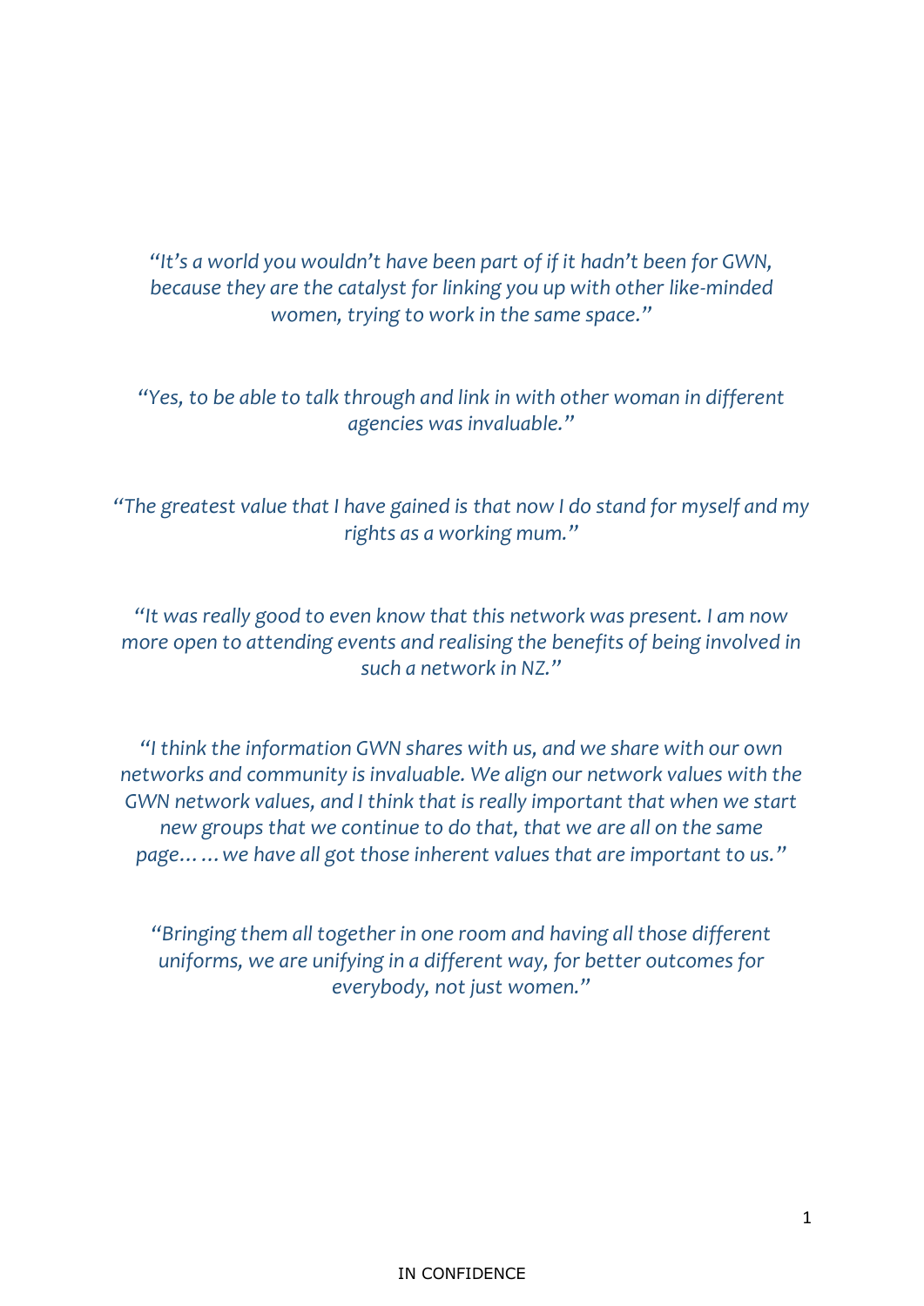*“It’s a world you wouldn’t have been part of if it hadn’t been for GWN, because they are the catalyst for linking you up with other like-minded women, trying to work in the same space.”*

*“Yes, to be able to talk through and link in with other woman in different agencies was invaluable.”*

*“The greatest value that I have gained is that now I do stand for myself and my rights as a working mum.”*

*“It was really good to even know that this network was present. I am now more open to attending events and realising the benefits of being involved in such a network in NZ.”*

*“I think the information GWN shares with us, and we share with our own networks and community is invaluable. We align our network values with the GWN network values, and I think that is really important that when we start new groups that we continue to do that, that we are all on the same page……we have all got those inherent values that are important to us.”*

*“Bringing them all together in one room and having all those different uniforms, we are unifying in a different way, for better outcomes for everybody, not just women.”*

IN CONFIDENCE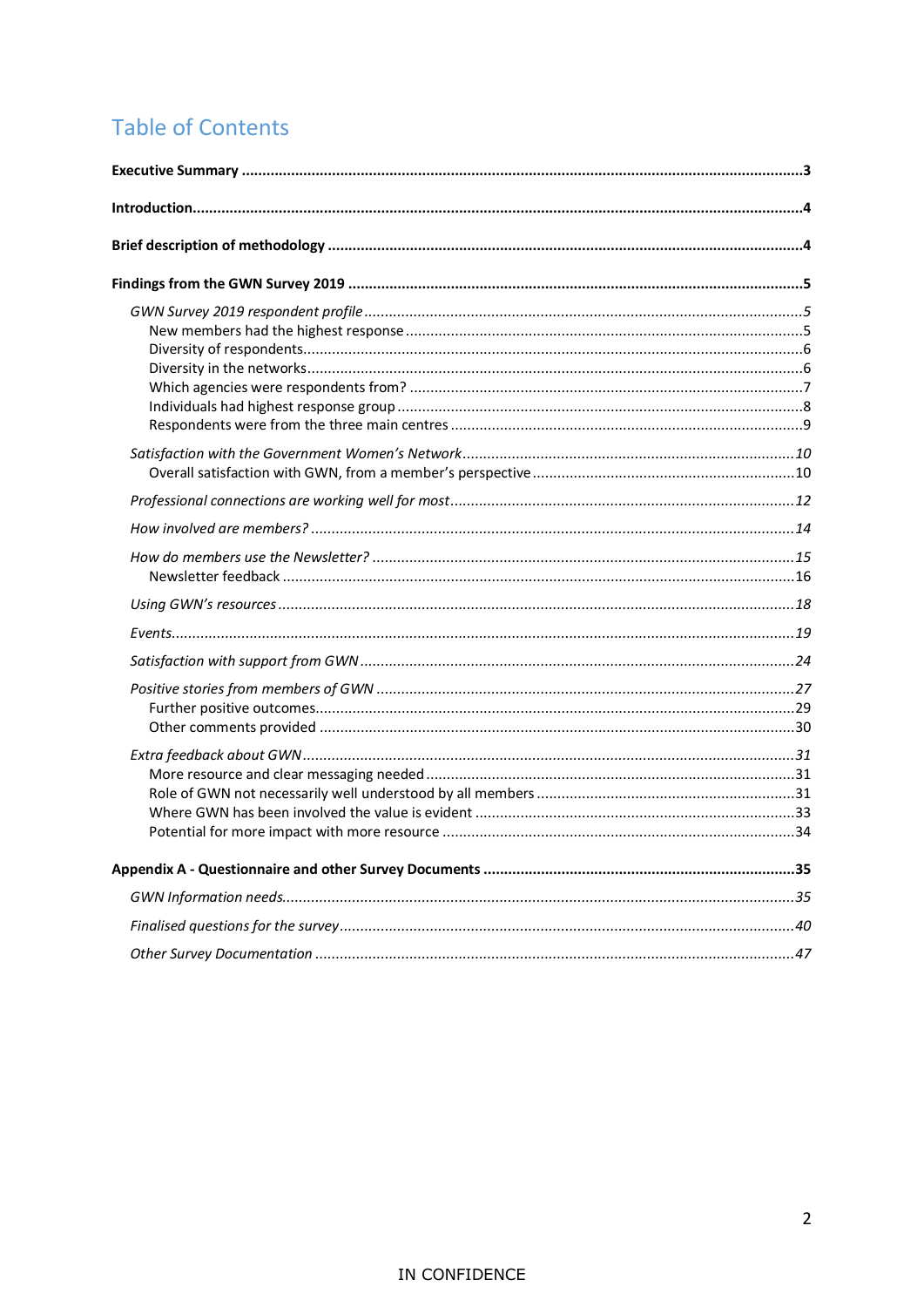# Table of Contents

**Executive Summary** ....................................................................................................................................**3**

**Introduction**..............................................................................................................................................**4**

**Brief description of methodology** .............................................................................................................**4**

**Findings from the GWN Survey 2019** ..........................................................................................................**5**

- *GWN Survey 2019 respondent profile* .......................................................................................................*5*
  - New members had the highest response ................................................................................................5
  - Diversity of respondents.........................................................................................................................6
  - Diversity in the networks........................................................................................................................6
  - Which agencies were respondents from? ...............................................................................................7
  - Individuals had highest response group .................................................................................................8
  - Respondents were from the three main centres .....................................................................................9
- *Satisfaction with the Government Women's Network*..............................................................................*10*
  - Overall satisfaction with GWN, from a member's perspective ...............................................................10
- *Professional connections are working well for most*.................................................................................*12*
- *How involved are members?* ....................................................................................................................*14*
- *How do members use the Newsletter?* .....................................................................................................*15*
  - Newsletter feedback .............................................................................................................................16
- *Using GWN's resources* ............................................................................................................................*18*
- *Events*.......................................................................................................................................................*19*
- *Satisfaction with support from GWN* ........................................................................................................*24*
- *Positive stories from members of GWN* ....................................................................................................*27*
  - Further positive outcomes.....................................................................................................................29
  - Other comments provided ....................................................................................................................30
- *Extra feedback about GWN*......................................................................................................................*31*
  - More resource and clear messaging needed .........................................................................................31
  - Role of GWN not necessarily well understood by all members ..............................................................31
  - Where GWN has been involved the value is evident .............................................................................33
  - Potential for more impact with more resource .....................................................................................34

**Appendix A - Questionnaire and other Survey Documents** ..........................................................................**35**

- *GWN Information needs*...........................................................................................................................*35*
- *Finalised questions for the survey*.............................................................................................................*40*
- *Other Survey Documentation* ...................................................................................................................*47*

IN CONFIDENCE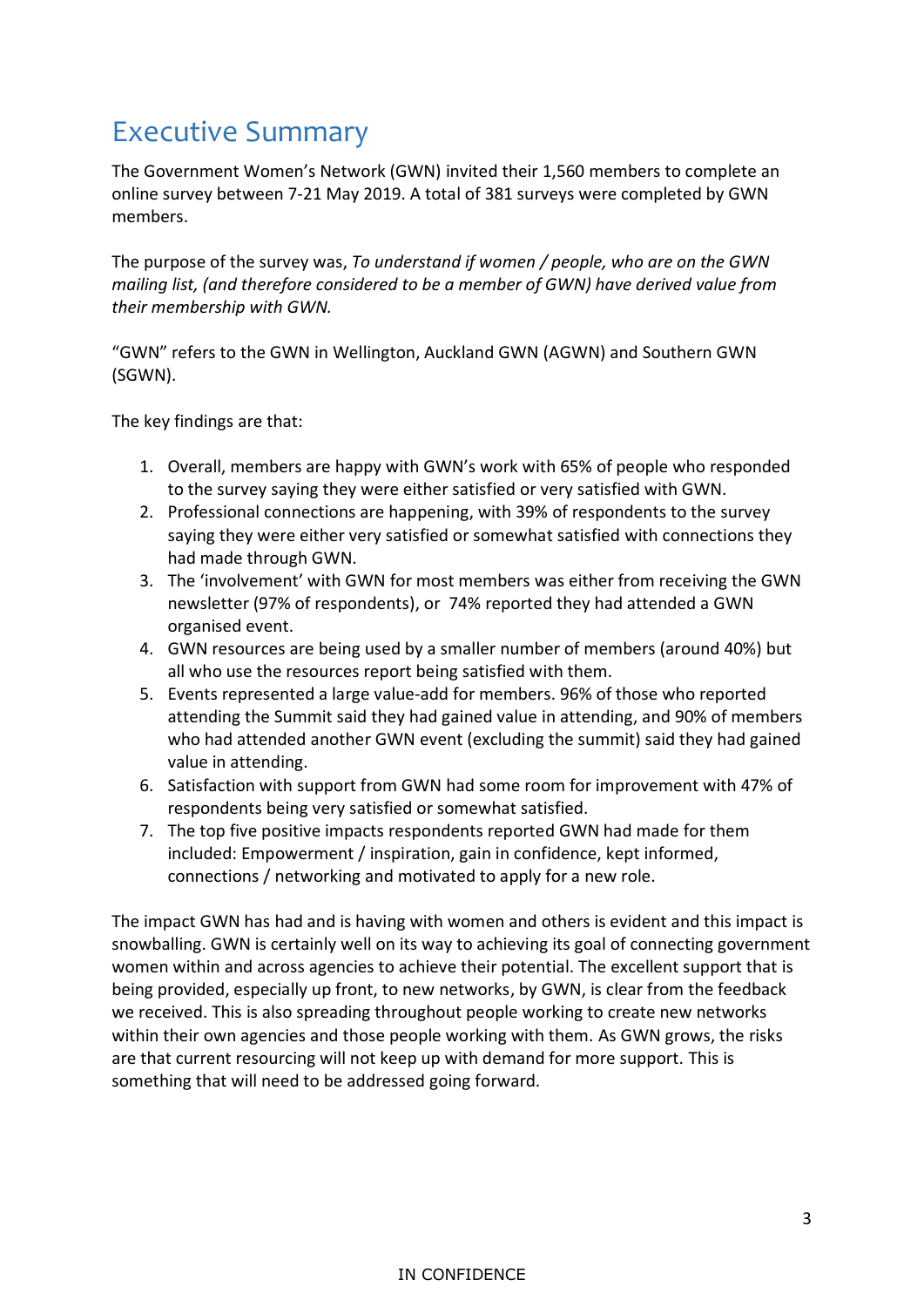# Executive Summary

The Government Women's Network (GWN) invited their 1,560 members to complete an online survey between 7-21 May 2019. A total of 381 surveys were completed by GWN members.

The purpose of the survey was, *To understand if women / people, who are on the GWN mailing list, (and therefore considered to be a member of GWN) have derived value from their membership with GWN.*

"GWN" refers to the GWN in Wellington, Auckland GWN (AGWN) and Southern GWN (SGWN).

The key findings are that:

1. Overall, members are happy with GWN's work with 65% of people who responded to the survey saying they were either satisfied or very satisfied with GWN.
2. Professional connections are happening, with 39% of respondents to the survey saying they were either very satisfied or somewhat satisfied with connections they had made through GWN.
3. The 'involvement' with GWN for most members was either from receiving the GWN newsletter (97% of respondents), or 74% reported they had attended a GWN organised event.
4. GWN resources are being used by a smaller number of members (around 40%) but all who use the resources report being satisfied with them.
5. Events represented a large value-add for members. 96% of those who reported attending the Summit said they had gained value in attending, and 90% of members who had attended another GWN event (excluding the summit) said they had gained value in attending.
6. Satisfaction with support from GWN had some room for improvement with 47% of respondents being very satisfied or somewhat satisfied.
7. The top five positive impacts respondents reported GWN had made for them included: Empowerment / inspiration, gain in confidence, kept informed, connections / networking and motivated to apply for a new role.

The impact GWN has had and is having with women and others is evident and this impact is snowballing. GWN is certainly well on its way to achieving its goal of connecting government women within and across agencies to achieve their potential. The excellent support that is being provided, especially up front, to new networks, by GWN, is clear from the feedback we received. This is also spreading throughout people working to create new networks within their own agencies and those people working with them. As GWN grows, the risks are that current resourcing will not keep up with demand for more support. This is something that will need to be addressed going forward.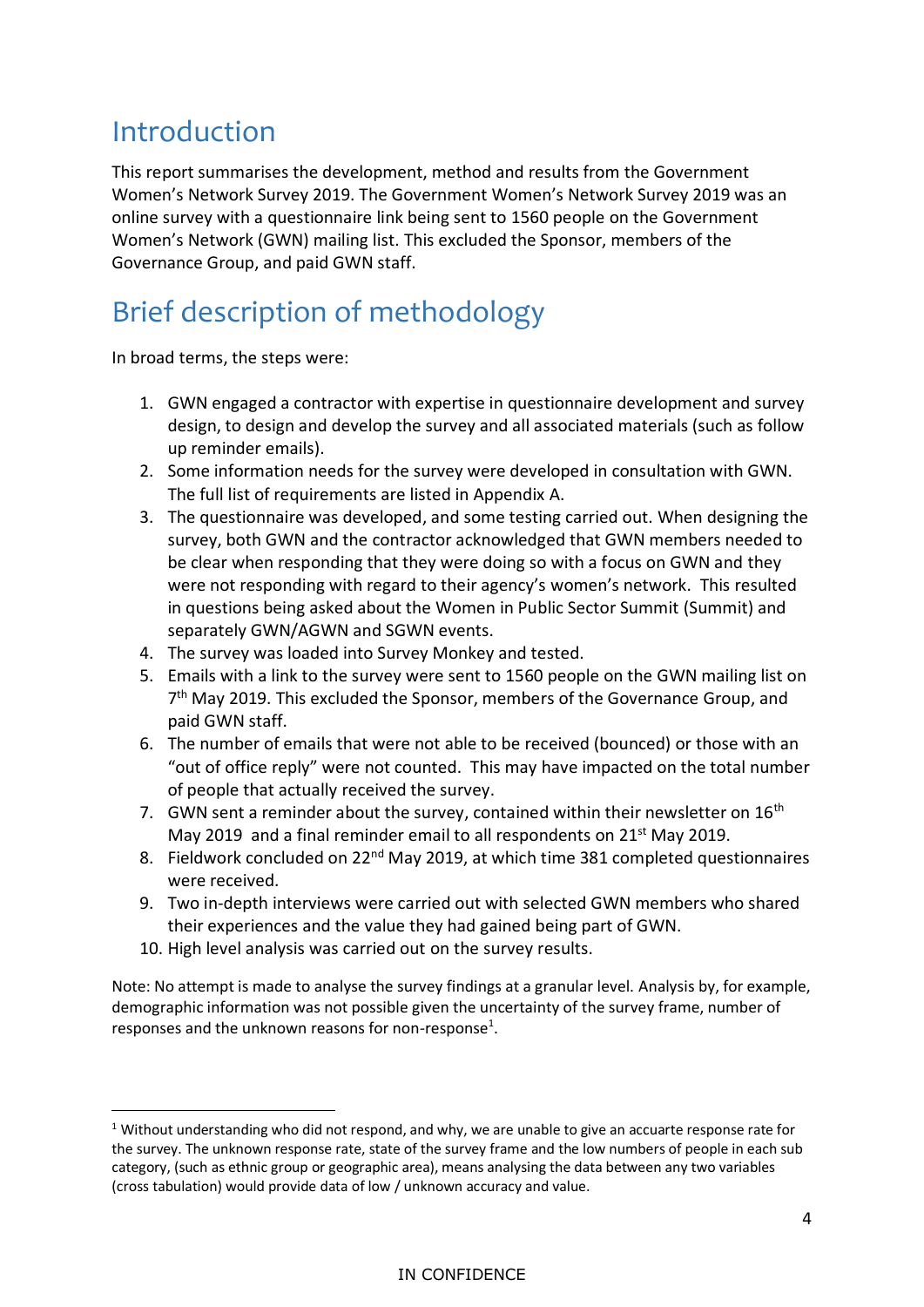# Introduction

This report summarises the development, method and results from the Government Women's Network Survey 2019. The Government Women's Network Survey 2019 was an online survey with a questionnaire link being sent to 1560 people on the Government Women's Network (GWN) mailing list. This excluded the Sponsor, members of the Governance Group, and paid GWN staff.

# Brief description of methodology

In broad terms, the steps were:

1. GWN engaged a contractor with expertise in questionnaire development and survey design, to design and develop the survey and all associated materials (such as follow up reminder emails).
2. Some information needs for the survey were developed in consultation with GWN. The full list of requirements are listed in Appendix A.
3. The questionnaire was developed, and some testing carried out. When designing the survey, both GWN and the contractor acknowledged that GWN members needed to be clear when responding that they were doing so with a focus on GWN and they were not responding with regard to their agency's women's network. This resulted in questions being asked about the Women in Public Sector Summit (Summit) and separately GWN/AGWN and SGWN events.
4. The survey was loaded into Survey Monkey and tested.
5. Emails with a link to the survey were sent to 1560 people on the GWN mailing list on 7th May 2019. This excluded the Sponsor, members of the Governance Group, and paid GWN staff.
6. The number of emails that were not able to be received (bounced) or those with an "out of office reply" were not counted. This may have impacted on the total number of people that actually received the survey.
7. GWN sent a reminder about the survey, contained within their newsletter on 16th May 2019 and a final reminder email to all respondents on 21st May 2019.
8. Fieldwork concluded on 22nd May 2019, at which time 381 completed questionnaires were received.
9. Two in-depth interviews were carried out with selected GWN members who shared their experiences and the value they had gained being part of GWN.
10. High level analysis was carried out on the survey results.

Note: No attempt is made to analyse the survey findings at a granular level. Analysis by, for example, demographic information was not possible given the uncertainty of the survey frame, number of responses and the unknown reasons for non-response[1].

[1] Without understanding who did not respond, and why, we are unable to give an accuarte response rate for the survey. The unknown response rate, state of the survey frame and the low numbers of people in each sub category, (such as ethnic group or geographic area), means analysing the data between any two variables (cross tabulation) would provide data of low / unknown accuracy and value.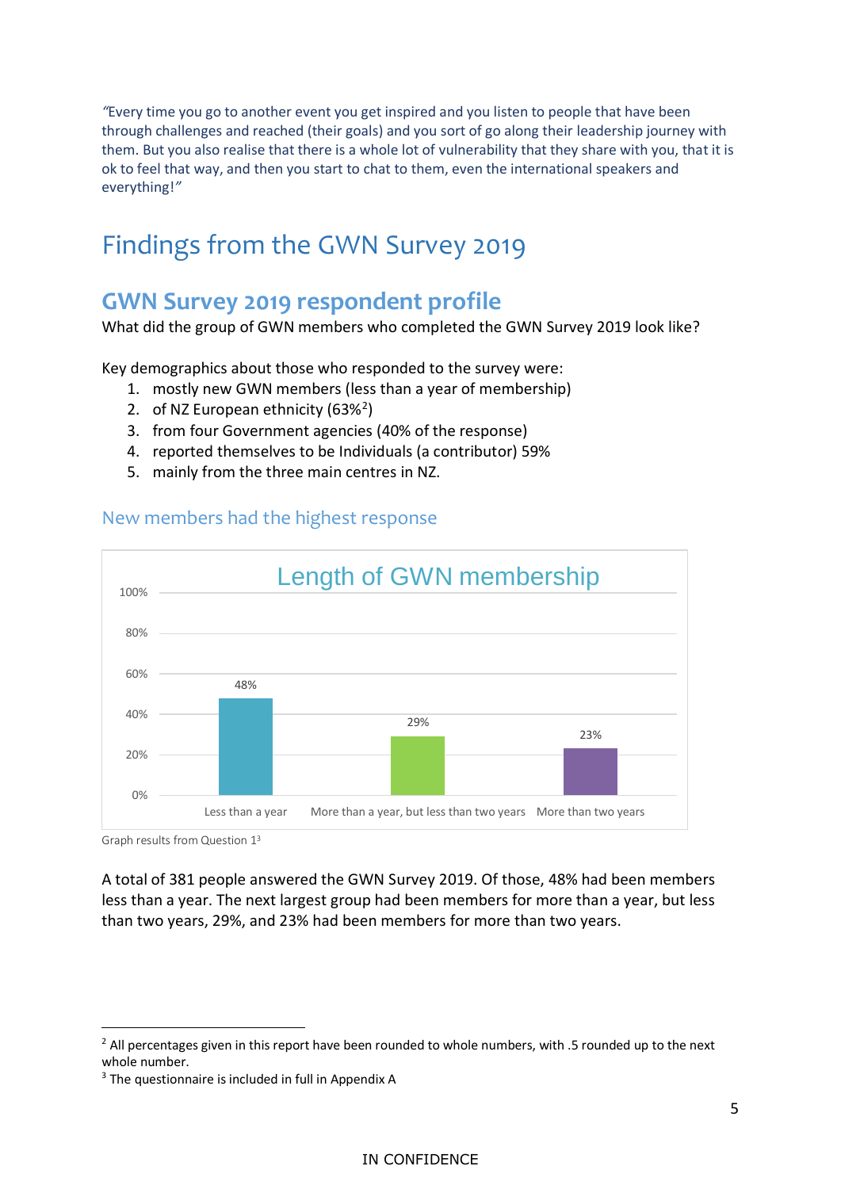*"Every time you go to another event you get inspired and you listen to people that have been through challenges and reached (their goals) and you sort of go along their leadership journey with them. But you also realise that there is a whole lot of vulnerability that they share with you, that it is ok to feel that way, and then you start to chat to them, even the international speakers and everything!"*

# Findings from the GWN Survey 2019

## GWN Survey 2019 respondent profile

What did the group of GWN members who completed the GWN Survey 2019 look like?

Key demographics about those who responded to the survey were:

1. mostly new GWN members (less than a year of membership)
2. of NZ European ethnicity (63%[2])
3. from four Government agencies (40% of the response)
4. reported themselves to be Individuals (a contributor) 59%
5. mainly from the three main centres in NZ.

### New members had the highest response

**Length of GWN membership**

| Length of membership | Percentage |
|---|---|
| Less than a year | 48% |
| More than a year, but less than two years | 29% |
| More than two years | 23% |

Graph results from Question 1[3]

A total of 381 people answered the GWN Survey 2019. Of those, 48% had been members less than a year. The next largest group had been members for more than a year, but less than two years, 29%, and 23% had been members for more than two years.

[2] All percentages given in this report have been rounded to whole numbers, with .5 rounded up to the next whole number.

[3] The questionnaire is included in full in Appendix A

IN CONFIDENCE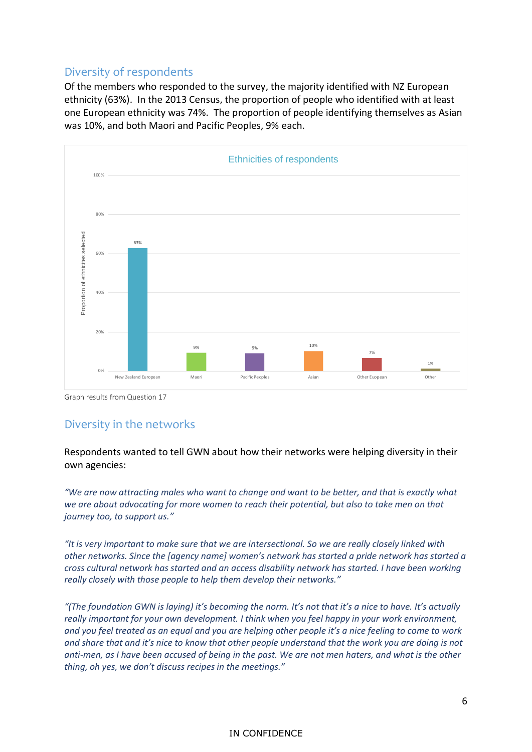## Diversity of respondents

Of the members who responded to the survey, the majority identified with NZ European ethnicity (63%). In the 2013 Census, the proportion of people who identified with at least one European ethnicity was 74%. The proportion of people identifying themselves as Asian was 10%, and both Maori and Pacific Peoples, 9% each.

**Ethnicities of respondents**

| Ethnicity | Proportion of ethnicites selected |
| --- | --- |
| New Zealand European | 63% |
| Maori | 9% |
| Pacific Peoples | 9% |
| Asian | 10% |
| Other Euopean | 7% |
| Other | 1% |

Graph results from Question 17

## Diversity in the networks

Respondents wanted to tell GWN about how their networks were helping diversity in their own agencies:

*"We are now attracting males who want to change and want to be better, and that is exactly what we are about advocating for more women to reach their potential, but also to take men on that journey too, to support us."*

*"It is very important to make sure that we are intersectional. So we are really closely linked with other networks. Since the [agency name] women's network has started a pride network has started a cross cultural network has started and an access disability network has started. I have been working really closely with those people to help them develop their networks."*

*"(The foundation GWN is laying) it's becoming the norm. It's not that it's a nice to have. It's actually really important for your own development. I think when you feel happy in your work environment, and you feel treated as an equal and you are helping other people it's a nice feeling to come to work and share that and it's nice to know that other people understand that the work you are doing is not anti-men, as I have been accused of being in the past. We are not men haters, and what is the other thing, oh yes, we don't discuss recipes in the meetings."*

IN CONFIDENCE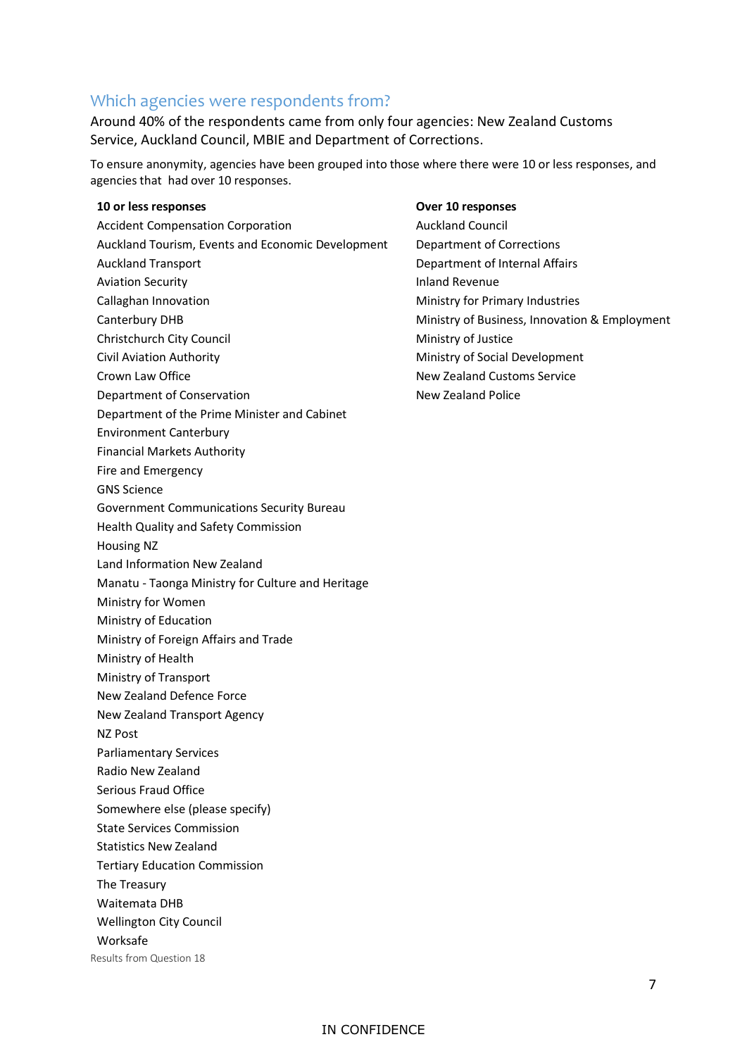## Which agencies were respondents from?

Around 40% of the respondents came from only four agencies: New Zealand Customs Service, Auckland Council, MBIE and Department of Corrections.

To ensure anonymity, agencies have been grouped into those where there were 10 or less responses, and agencies that had over 10 responses.

**10 or less responses**

Accident Compensation Corporation
Auckland Tourism, Events and Economic Development
Auckland Transport
Aviation Security
Callaghan Innovation
Canterbury DHB
Christchurch City Council
Civil Aviation Authority
Crown Law Office
Department of Conservation
Department of the Prime Minister and Cabinet
Environment Canterbury
Financial Markets Authority
Fire and Emergency
GNS Science
Government Communications Security Bureau
Health Quality and Safety Commission
Housing NZ
Land Information New Zealand
Manatu - Taonga Ministry for Culture and Heritage
Ministry for Women
Ministry of Education
Ministry of Foreign Affairs and Trade
Ministry of Health
Ministry of Transport
New Zealand Defence Force
New Zealand Transport Agency
NZ Post
Parliamentary Services
Radio New Zealand
Serious Fraud Office
Somewhere else (please specify)
State Services Commission
Statistics New Zealand
Tertiary Education Commission
The Treasury
Waitemata DHB
Wellington City Council
Worksafe

**Over 10 responses**

Auckland Council
Department of Corrections
Department of Internal Affairs
Inland Revenue
Ministry for Primary Industries
Ministry of Business, Innovation & Employment
Ministry of Justice
Ministry of Social Development
New Zealand Customs Service
New Zealand Police

Results from Question 18

IN CONFIDENCE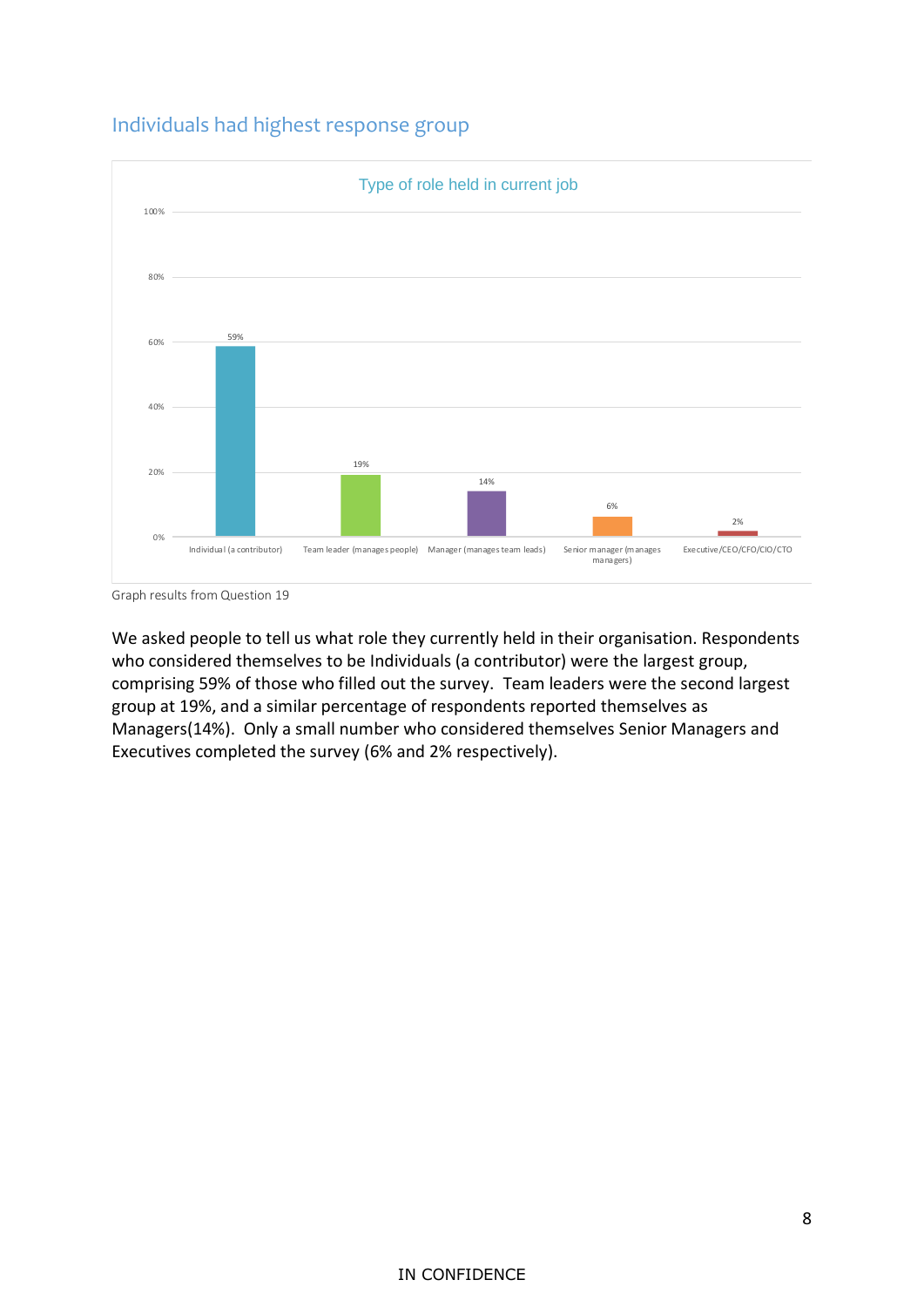## Individuals had highest response group

Type of role held in current job

| Role | Percentage |
|---|---|
| Individual (a contributor) | 59% |
| Team leader (manages people) | 19% |
| Manager (manages team leads) | 14% |
| Senior manager (manages managers) | 6% |
| Executive/CEO/CFO/CIO/CTO | 2% |

Graph results from Question 19

We asked people to tell us what role they currently held in their organisation. Respondents who considered themselves to be Individuals (a contributor) were the largest group, comprising 59% of those who filled out the survey. Team leaders were the second largest group at 19%, and a similar percentage of respondents reported themselves as Managers(14%). Only a small number who considered themselves Senior Managers and Executives completed the survey (6% and 2% respectively).

IN CONFIDENCE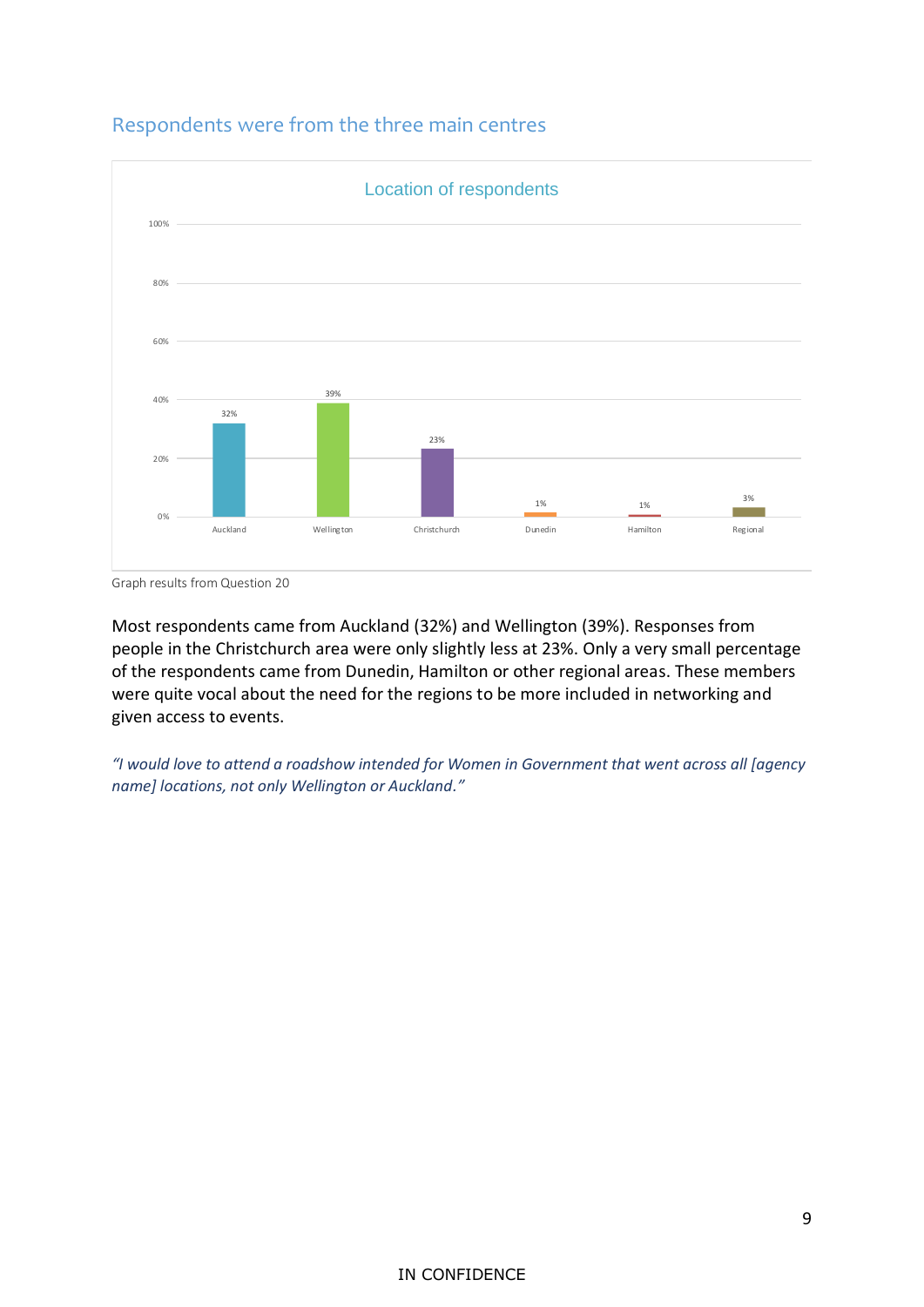## Respondents were from the three main centres

Location of respondents

| Location | Percentage |
|---|---|
| Auckland | 32% |
| Wellington | 39% |
| Christchurch | 23% |
| Dunedin | 1% |
| Hamilton | 1% |
| Regional | 3% |

Graph results from Question 20

Most respondents came from Auckland (32%) and Wellington (39%). Responses from people in the Christchurch area were only slightly less at 23%. Only a very small percentage of the respondents came from Dunedin, Hamilton or other regional areas. These members were quite vocal about the need for the regions to be more included in networking and given access to events.

*"I would love to attend a roadshow intended for Women in Government that went across all [agency name] locations, not only Wellington or Auckland."*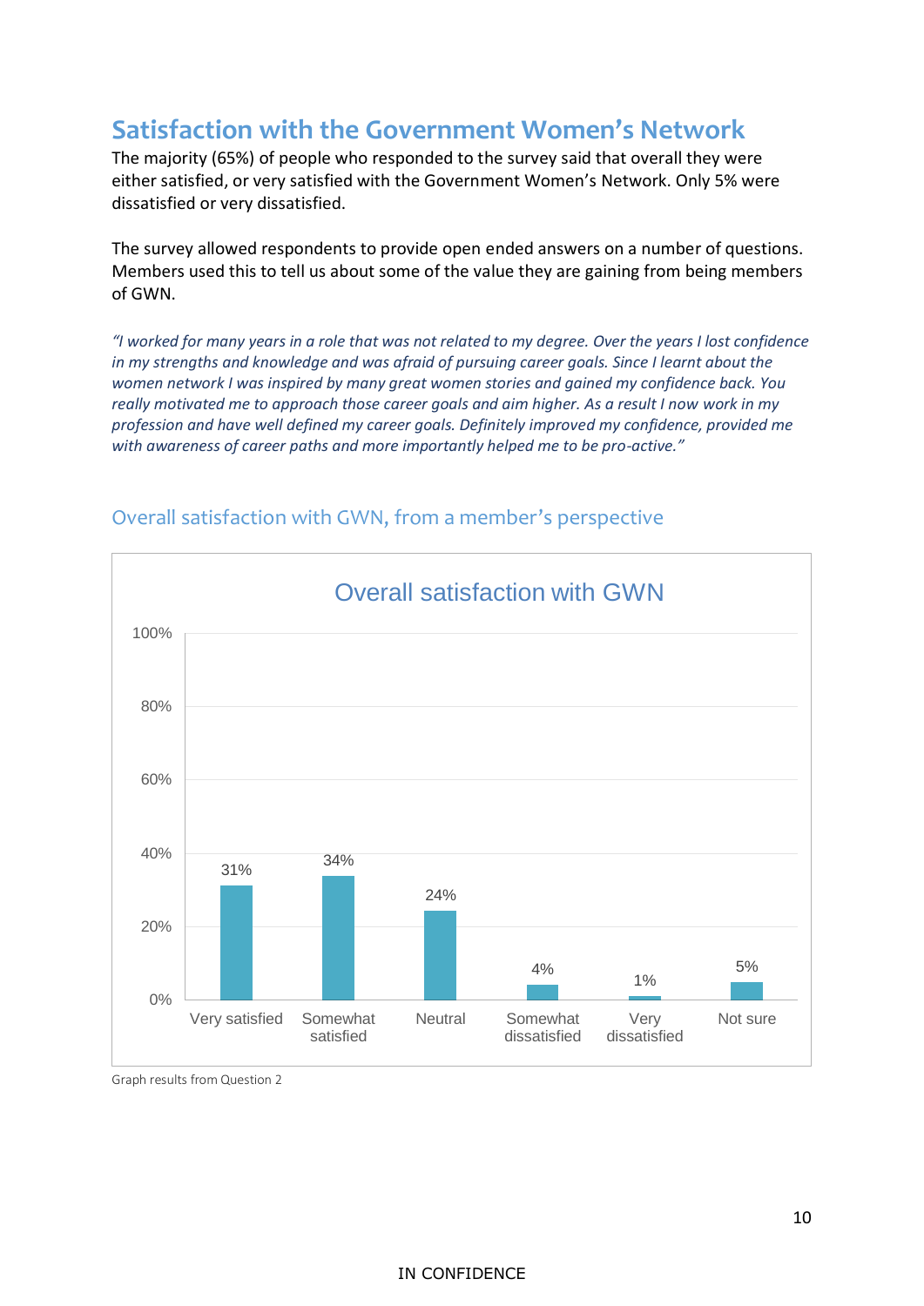## Satisfaction with the Government Women's Network

The majority (65%) of people who responded to the survey said that overall they were either satisfied, or very satisfied with the Government Women's Network. Only 5% were dissatisfied or very dissatisfied.

The survey allowed respondents to provide open ended answers on a number of questions. Members used this to tell us about some of the value they are gaining from being members of GWN.

*"I worked for many years in a role that was not related to my degree. Over the years I lost confidence in my strengths and knowledge and was afraid of pursuing career goals. Since I learnt about the women network I was inspired by many great women stories and gained my confidence back. You really motivated me to approach those career goals and aim higher. As a result I now work in my profession and have well defined my career goals. Definitely improved my confidence, provided me with awareness of career paths and more importantly helped me to be pro-active."*

### Overall satisfaction with GWN, from a member's perspective

**Overall satisfaction with GWN**

| Response | Percentage |
|---|---|
| Very satisfied | 31% |
| Somewhat satisfied | 34% |
| Neutral | 24% |
| Somewhat dissatisfied | 4% |
| Very dissatisfied | 1% |
| Not sure | 5% |

Graph results from Question 2

IN CONFIDENCE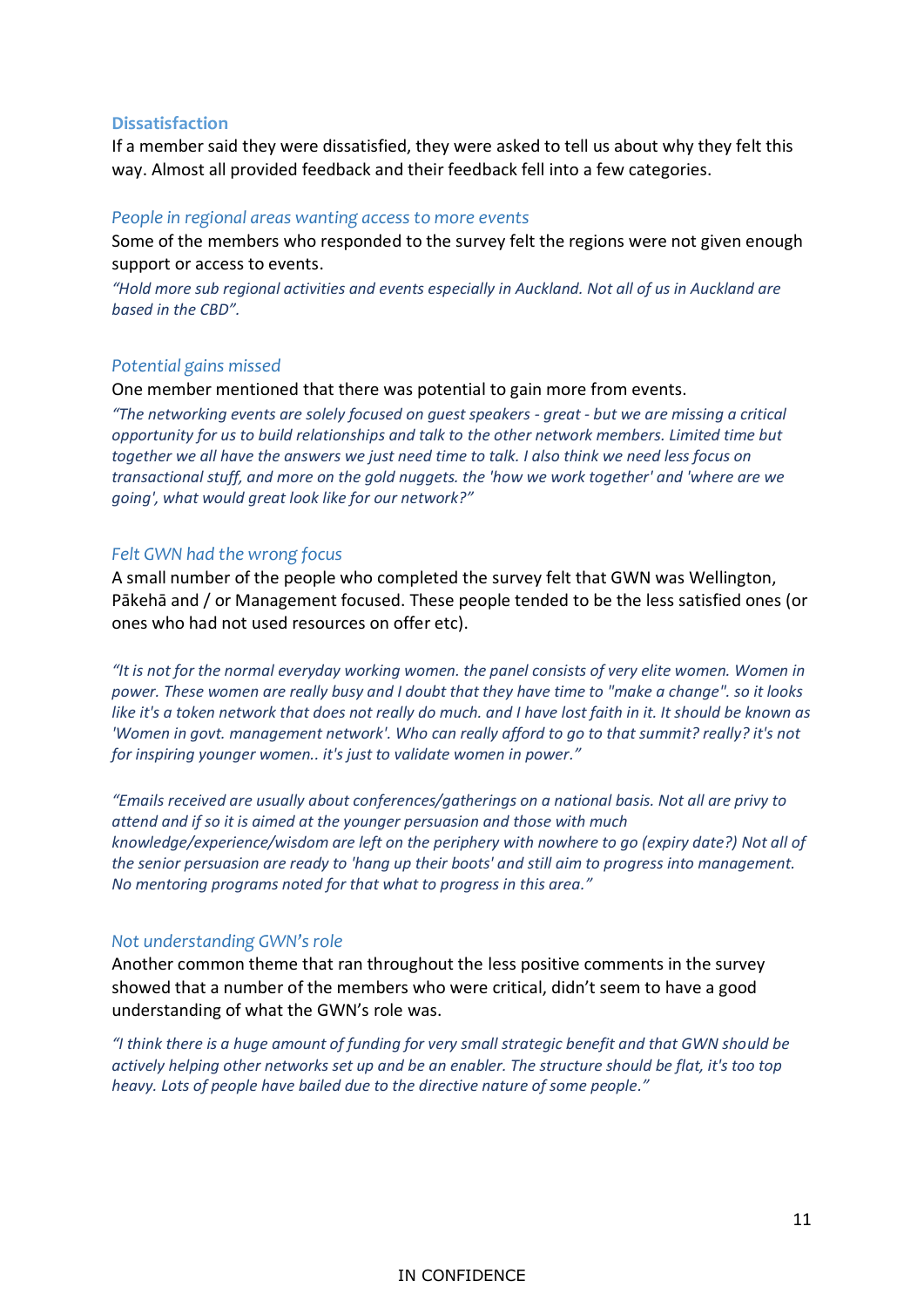### Dissatisfaction

If a member said they were dissatisfied, they were asked to tell us about why they felt this way. Almost all provided feedback and their feedback fell into a few categories.

#### *People in regional areas wanting access to more events*

Some of the members who responded to the survey felt the regions were not given enough support or access to events.

*"Hold more sub regional activities and events especially in Auckland. Not all of us in Auckland are based in the CBD".*

#### *Potential gains missed*

One member mentioned that there was potential to gain more from events.

*"The networking events are solely focused on guest speakers - great - but we are missing a critical opportunity for us to build relationships and talk to the other network members. Limited time but together we all have the answers we just need time to talk. I also think we need less focus on transactional stuff, and more on the gold nuggets. the 'how we work together' and 'where are we going', what would great look like for our network?"*

#### *Felt GWN had the wrong focus*

A small number of the people who completed the survey felt that GWN was Wellington, Pākehā and / or Management focused. These people tended to be the less satisfied ones (or ones who had not used resources on offer etc).

*"It is not for the normal everyday working women. the panel consists of very elite women. Women in power. These women are really busy and I doubt that they have time to "make a change". so it looks like it's a token network that does not really do much. and I have lost faith in it. It should be known as 'Women in govt. management network'. Who can really afford to go to that summit? really? it's not for inspiring younger women.. it's just to validate women in power."*

*"Emails received are usually about conferences/gatherings on a national basis. Not all are privy to attend and if so it is aimed at the younger persuasion and those with much knowledge/experience/wisdom are left on the periphery with nowhere to go (expiry date?) Not all of the senior persuasion are ready to 'hang up their boots' and still aim to progress into management. No mentoring programs noted for that what to progress in this area."*

#### *Not understanding GWN's role*

Another common theme that ran throughout the less positive comments in the survey showed that a number of the members who were critical, didn't seem to have a good understanding of what the GWN's role was.

*"I think there is a huge amount of funding for very small strategic benefit and that GWN should be actively helping other networks set up and be an enabler. The structure should be flat, it's too top heavy. Lots of people have bailed due to the directive nature of some people."*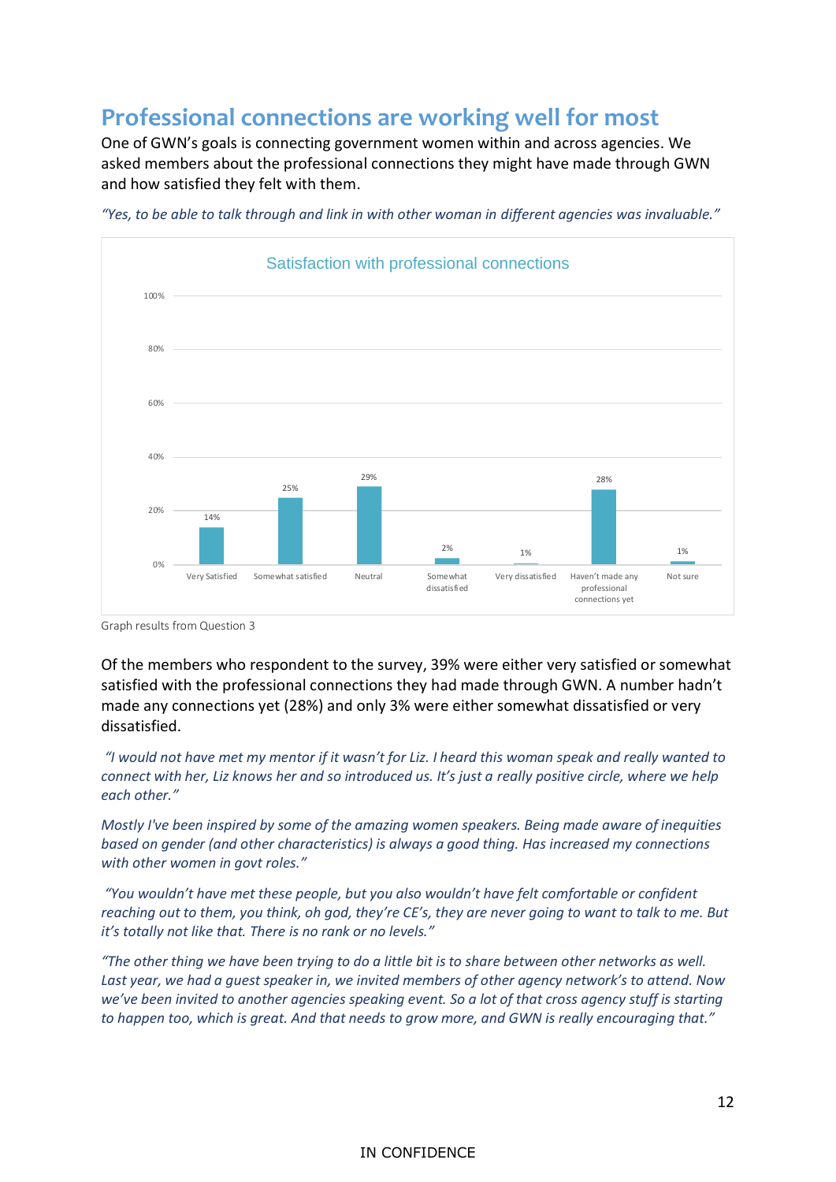## Professional connections are working well for most

One of GWN's goals is connecting government women within and across agencies. We asked members about the professional connections they might have made through GWN and how satisfied they felt with them.

*"Yes, to be able to talk through and link in with other woman in different agencies was invaluable."*

**Satisfaction with professional connections**

| Response | Percentage |
|---|---|
| Very Satisfied | 14% |
| Somewhat satisfied | 25% |
| Neutral | 29% |
| Somewhat dissatisfied | 2% |
| Very dissatisfied | 1% |
| Haven't made any professional connections yet | 28% |
| Not sure | 1% |

Graph results from Question 3

Of the members who respondent to the survey, 39% were either very satisfied or somewhat satisfied with the professional connections they had made through GWN. A number hadn't made any connections yet (28%) and only 3% were either somewhat dissatisfied or very dissatisfied.

*"I would not have met my mentor if it wasn't for Liz. I heard this woman speak and really wanted to connect with her, Liz knows her and so introduced us. It's just a really positive circle, where we help each other."*

*Mostly I've been inspired by some of the amazing women speakers. Being made aware of inequities based on gender (and other characteristics) is always a good thing. Has increased my connections with other women in govt roles."*

*"You wouldn't have met these people, but you also wouldn't have felt comfortable or confident reaching out to them, you think, oh god, they're CE's, they are never going to want to talk to me. But it's totally not like that. There is no rank or no levels."*

*"The other thing we have been trying to do a little bit is to share between other networks as well. Last year, we had a guest speaker in, we invited members of other agency network's to attend. Now we've been invited to another agencies speaking event. So a lot of that cross agency stuff is starting to happen too, which is great. And that needs to grow more, and GWN is really encouraging that."*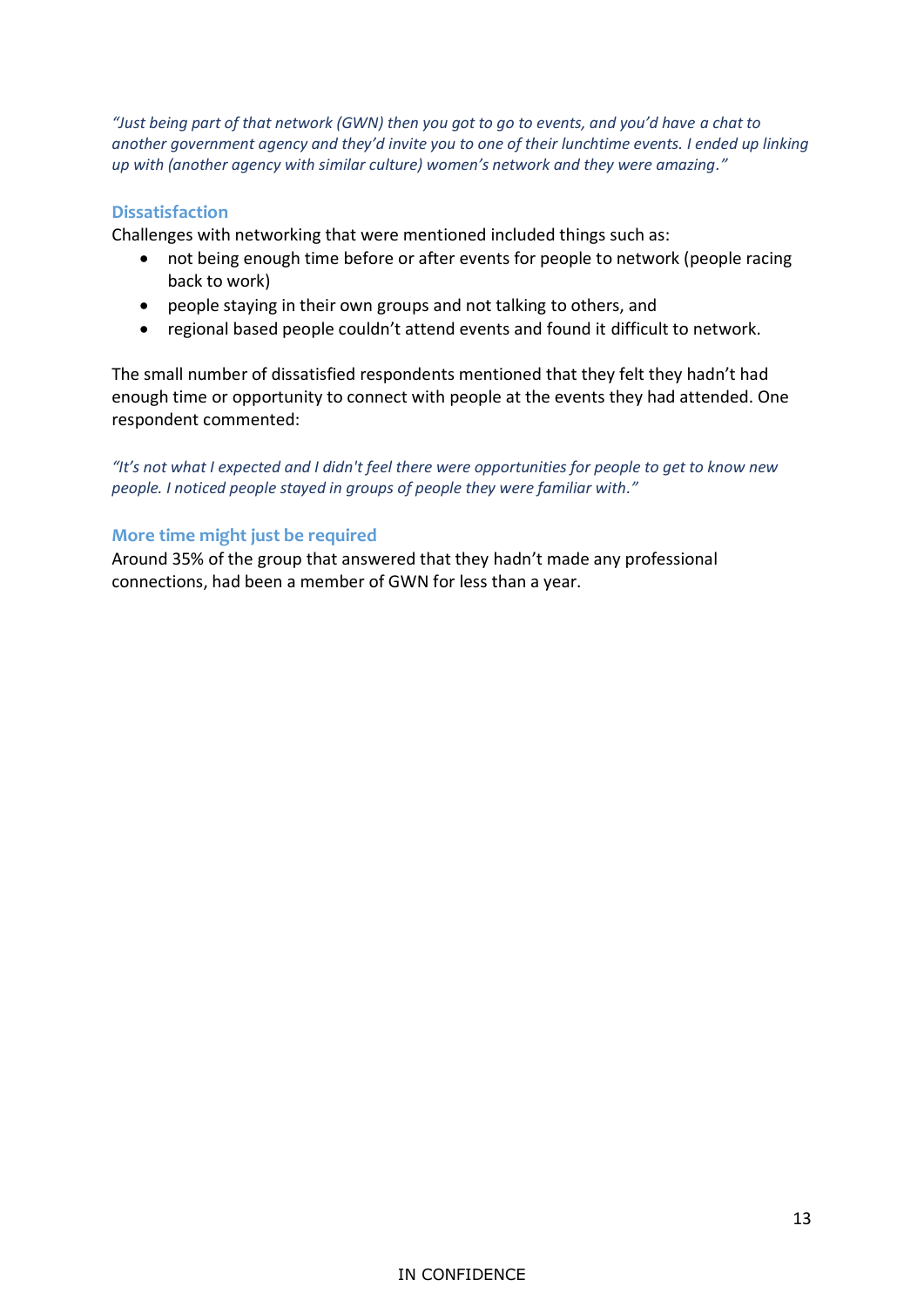*"Just being part of that network (GWN) then you got to go to events, and you'd have a chat to another government agency and they'd invite you to one of their lunchtime events. I ended up linking up with (another agency with similar culture) women's network and they were amazing."*

### Dissatisfaction

Challenges with networking that were mentioned included things such as:

- not being enough time before or after events for people to network (people racing back to work)
- people staying in their own groups and not talking to others, and
- regional based people couldn't attend events and found it difficult to network.

The small number of dissatisfied respondents mentioned that they felt they hadn't had enough time or opportunity to connect with people at the events they had attended. One respondent commented:

*"It's not what I expected and I didn't feel there were opportunities for people to get to know new people. I noticed people stayed in groups of people they were familiar with."*

### More time might just be required

Around 35% of the group that answered that they hadn't made any professional connections, had been a member of GWN for less than a year.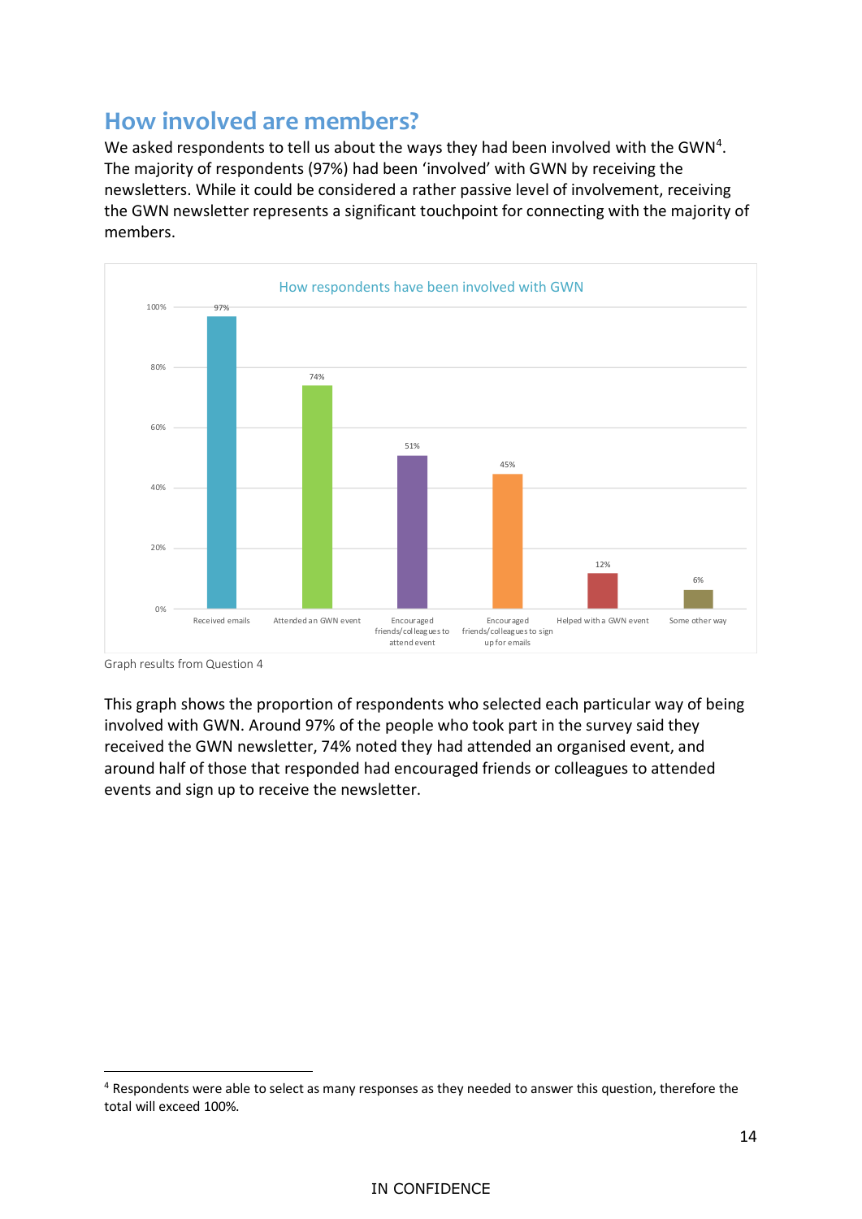## How involved are members?

We asked respondents to tell us about the ways they had been involved with the GWN[4]. The majority of respondents (97%) had been 'involved' with GWN by receiving the newsletters. While it could be considered a rather passive level of involvement, receiving the GWN newsletter represents a significant touchpoint for connecting with the majority of members.

**How respondents have been involved with GWN**

| Way of involvement | Percentage |
|---|---|
| Received emails | 97% |
| Attended an GWN event | 74% |
| Encouraged friends/colleagues to attend event | 51% |
| Encouraged friends/colleagues to sign up for emails | 45% |
| Helped with a GWN event | 12% |
| Some other way | 6% |

Graph results from Question 4

This graph shows the proportion of respondents who selected each particular way of being involved with GWN. Around 97% of the people who took part in the survey said they received the GWN newsletter, 74% noted they had attended an organised event, and around half of those that responded had encouraged friends or colleagues to attended events and sign up to receive the newsletter.

[4] Respondents were able to select as many responses as they needed to answer this question, therefore the total will exceed 100%.

IN CONFIDENCE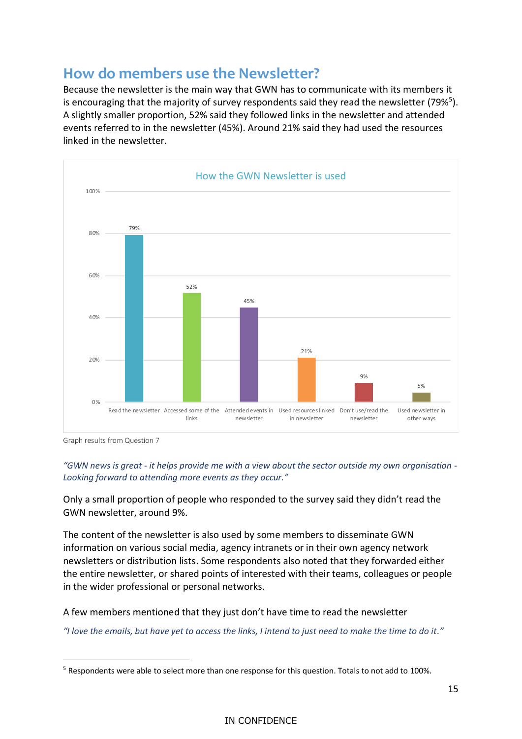## How do members use the Newsletter?

Because the newsletter is the main way that GWN has to communicate with its members it is encouraging that the majority of survey respondents said they read the newsletter (79%[5]). A slightly smaller proportion, 52% said they followed links in the newsletter and attended events referred to in the newsletter (45%). Around 21% said they had used the resources linked in the newsletter.

**How the GWN Newsletter is used**

| Usage | Percentage |
|---|---|
| Read the newsletter | 79% |
| Accessed some of the links | 52% |
| Attended events in newsletter | 45% |
| Used resources linked in newsletter | 21% |
| Don't use/read the newsletter | 9% |
| Used newsletter in other ways | 5% |

Graph results from Question 7

*"GWN news is great - it helps provide me with a view about the sector outside my own organisation - Looking forward to attending more events as they occur."*

Only a small proportion of people who responded to the survey said they didn't read the GWN newsletter, around 9%.

The content of the newsletter is also used by some members to disseminate GWN information on various social media, agency intranets or in their own agency network newsletters or distribution lists. Some respondents also noted that they forwarded either the entire newsletter, or shared points of interested with their teams, colleagues or people in the wider professional or personal networks.

A few members mentioned that they just don't have time to read the newsletter

*"I love the emails, but have yet to access the links, I intend to just need to make the time to do it."*

---

[5] Respondents were able to select more than one response for this question. Totals to not add to 100%.

IN CONFIDENCE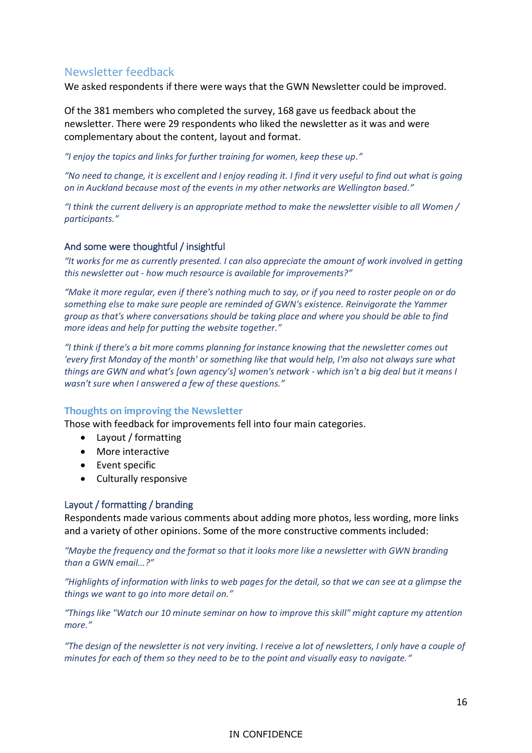## Newsletter feedback

We asked respondents if there were ways that the GWN Newsletter could be improved.

Of the 381 members who completed the survey, 168 gave us feedback about the newsletter. There were 29 respondents who liked the newsletter as it was and were complementary about the content, layout and format.

*"I enjoy the topics and links for further training for women, keep these up."*

*"No need to change, it is excellent and I enjoy reading it. I find it very useful to find out what is going on in Auckland because most of the events in my other networks are Wellington based."*

*"I think the current delivery is an appropriate method to make the newsletter visible to all Women / participants."*

### And some were thoughtful / insightful

*"It works for me as currently presented. I can also appreciate the amount of work involved in getting this newsletter out - how much resource is available for improvements?"*

*"Make it more regular, even if there's nothing much to say, or if you need to roster people on or do something else to make sure people are reminded of GWN's existence. Reinvigorate the Yammer group as that's where conversations should be taking place and where you should be able to find more ideas and help for putting the website together."*

*"I think if there's a bit more comms planning for instance knowing that the newsletter comes out 'every first Monday of the month' or something like that would help, I'm also not always sure what things are GWN and what's [own agency's] women's network - which isn't a big deal but it means I wasn't sure when I answered a few of these questions."*

### Thoughts on improving the Newsletter

Those with feedback for improvements fell into four main categories.

- Layout / formatting
- More interactive
- Event specific
- Culturally responsive

### Layout / formatting / branding

Respondents made various comments about adding more photos, less wording, more links and a variety of other opinions. Some of the more constructive comments included:

*"Maybe the frequency and the format so that it looks more like a newsletter with GWN branding than a GWN email...?"*

*"Highlights of information with links to web pages for the detail, so that we can see at a glimpse the things we want to go into more detail on."*

*"Things like "Watch our 10 minute seminar on how to improve this skill" might capture my attention more."*

*"The design of the newsletter is not very inviting. I receive a lot of newsletters, I only have a couple of minutes for each of them so they need to be to the point and visually easy to navigate."*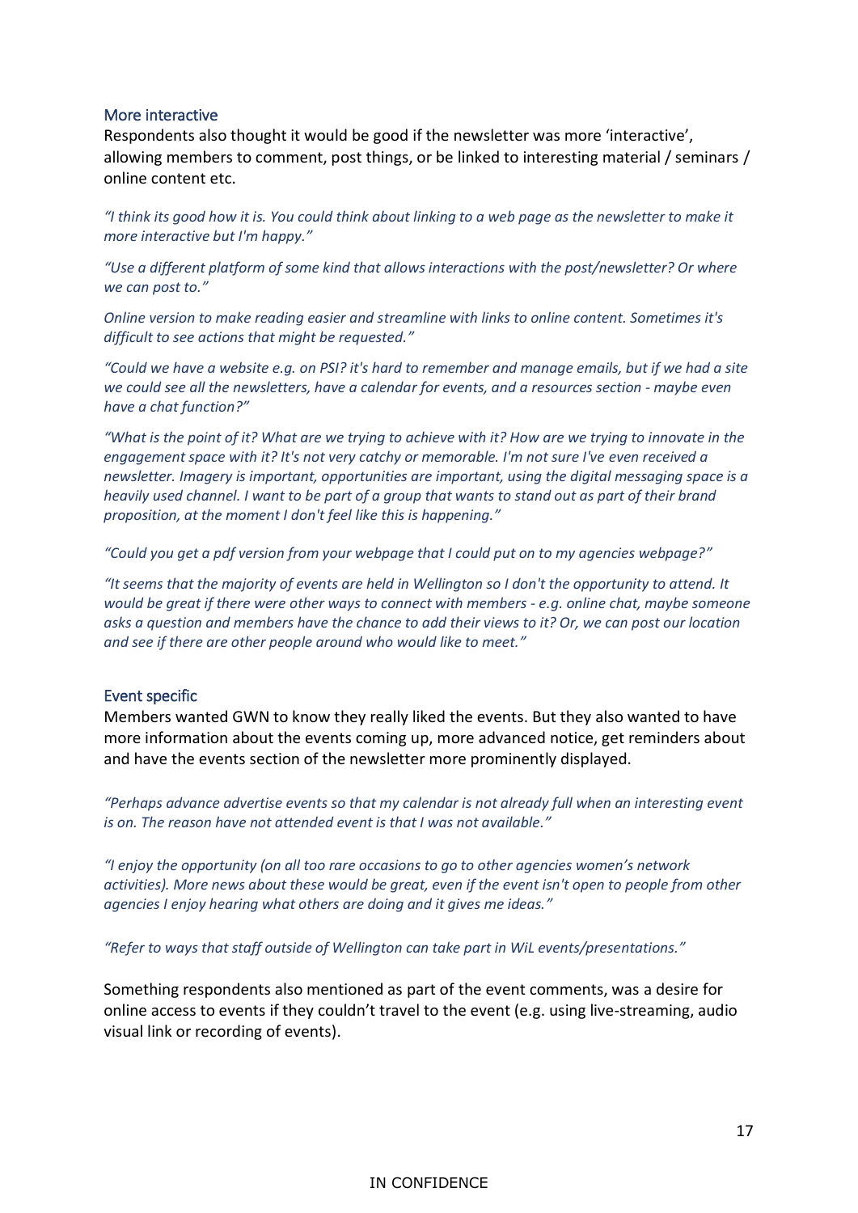### More interactive

Respondents also thought it would be good if the newsletter was more 'interactive', allowing members to comment, post things, or be linked to interesting material / seminars / online content etc.

*"I think its good how it is. You could think about linking to a web page as the newsletter to make it more interactive but I'm happy."*

*"Use a different platform of some kind that allows interactions with the post/newsletter? Or where we can post to."*

*Online version to make reading easier and streamline with links to online content. Sometimes it's difficult to see actions that might be requested."*

*"Could we have a website e.g. on PSI? it's hard to remember and manage emails, but if we had a site we could see all the newsletters, have a calendar for events, and a resources section - maybe even have a chat function?"*

*"What is the point of it? What are we trying to achieve with it? How are we trying to innovate in the engagement space with it? It's not very catchy or memorable. I'm not sure I've even received a newsletter. Imagery is important, opportunities are important, using the digital messaging space is a heavily used channel. I want to be part of a group that wants to stand out as part of their brand proposition, at the moment I don't feel like this is happening."*

*"Could you get a pdf version from your webpage that I could put on to my agencies webpage?"*

*"It seems that the majority of events are held in Wellington so I don't the opportunity to attend. It would be great if there were other ways to connect with members - e.g. online chat, maybe someone asks a question and members have the chance to add their views to it? Or, we can post our location and see if there are other people around who would like to meet."*

### Event specific

Members wanted GWN to know they really liked the events. But they also wanted to have more information about the events coming up, more advanced notice, get reminders about and have the events section of the newsletter more prominently displayed.

*"Perhaps advance advertise events so that my calendar is not already full when an interesting event is on. The reason have not attended event is that I was not available."*

*"I enjoy the opportunity (on all too rare occasions to go to other agencies women's network activities). More news about these would be great, even if the event isn't open to people from other agencies I enjoy hearing what others are doing and it gives me ideas."*

*"Refer to ways that staff outside of Wellington can take part in WiL events/presentations."*

Something respondents also mentioned as part of the event comments, was a desire for online access to events if they couldn't travel to the event (e.g. using live-streaming, audio visual link or recording of events).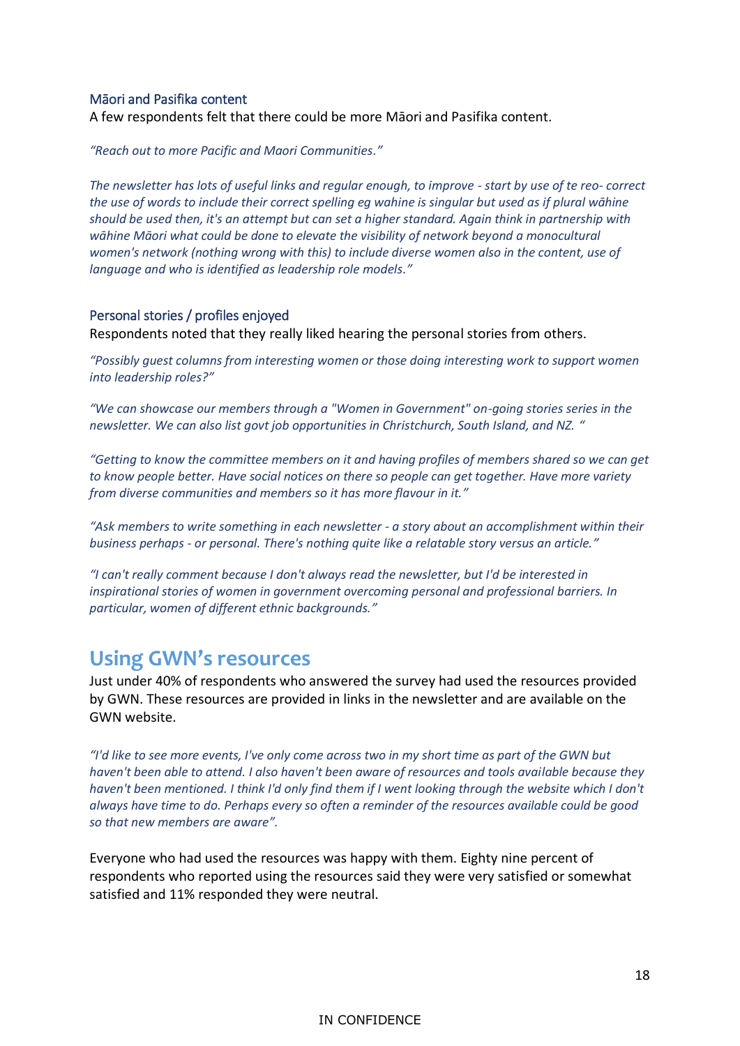### Māori and Pasifika content

A few respondents felt that there could be more Māori and Pasifika content.

*"Reach out to more Pacific and Maori Communities."*

*The newsletter has lots of useful links and regular enough, to improve - start by use of te reo- correct the use of words to include their correct spelling eg wahine is singular but used as if plural wāhine should be used then, it's an attempt but can set a higher standard. Again think in partnership with wāhine Māori what could be done to elevate the visibility of network beyond a monocultural women's network (nothing wrong with this) to include diverse women also in the content, use of language and who is identified as leadership role models."*

### Personal stories / profiles enjoyed

Respondents noted that they really liked hearing the personal stories from others.

*"Possibly guest columns from interesting women or those doing interesting work to support women into leadership roles?"*

*"We can showcase our members through a "Women in Government" on-going stories series in the newsletter. We can also list govt job opportunities in Christchurch, South Island, and NZ. "*

*"Getting to know the committee members on it and having profiles of members shared so we can get to know people better. Have social notices on there so people can get together. Have more variety from diverse communities and members so it has more flavour in it."*

*"Ask members to write something in each newsletter - a story about an accomplishment within their business perhaps - or personal. There's nothing quite like a relatable story versus an article."*

*"I can't really comment because I don't always read the newsletter, but I'd be interested in inspirational stories of women in government overcoming personal and professional barriers. In particular, women of different ethnic backgrounds."*

## Using GWN's resources

Just under 40% of respondents who answered the survey had used the resources provided by GWN. These resources are provided in links in the newsletter and are available on the GWN website.

*"I'd like to see more events, I've only come across two in my short time as part of the GWN but haven't been able to attend. I also haven't been aware of resources and tools available because they haven't been mentioned. I think I'd only find them if I went looking through the website which I don't always have time to do. Perhaps every so often a reminder of the resources available could be good so that new members are aware".*

Everyone who had used the resources was happy with them. Eighty nine percent of respondents who reported using the resources said they were very satisfied or somewhat satisfied and 11% responded they were neutral.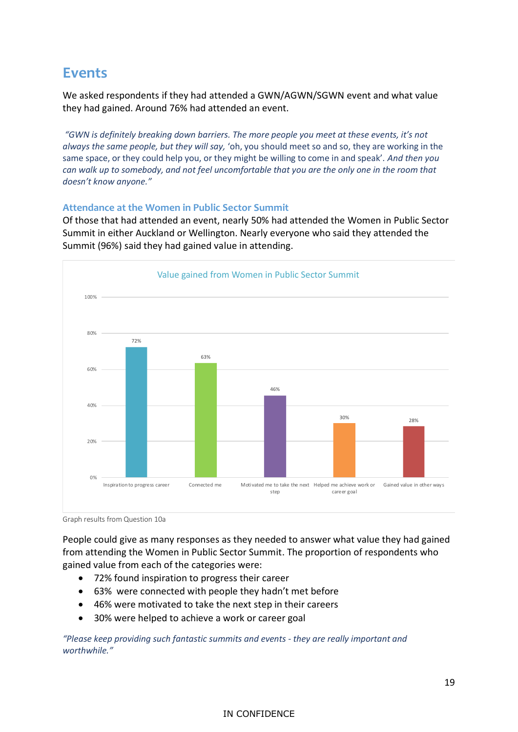## Events

We asked respondents if they had attended a GWN/AGWN/SGWN event and what value they had gained. Around 76% had attended an event.

*"GWN is definitely breaking down barriers. The more people you meet at these events, it's not always the same people, but they will say,* 'oh, you should meet so and so, they are working in the same space, or they could help you, or they might be willing to come in and speak'. *And then you can walk up to somebody, and not feel uncomfortable that you are the only one in the room that doesn't know anyone."*

### Attendance at the Women in Public Sector Summit

Of those that had attended an event, nearly 50% had attended the Women in Public Sector Summit in either Auckland or Wellington. Nearly everyone who said they attended the Summit (96%) said they had gained value in attending.

Value gained from Women in Public Sector Summit

| Value | Percentage |
|---|---|
| Inspiration to progress career | 72% |
| Connected me | 63% |
| Motivated me to take the next step | 46% |
| Helped me achieve work or career goal | 30% |
| Gained value in other ways | 28% |

Graph results from Question 10a

People could give as many responses as they needed to answer what value they had gained from attending the Women in Public Sector Summit. The proportion of respondents who gained value from each of the categories were:

- 72% found inspiration to progress their career
- 63% were connected with people they hadn't met before
- 46% were motivated to take the next step in their careers
- 30% were helped to achieve a work or career goal

*"Please keep providing such fantastic summits and events - they are really important and worthwhile."*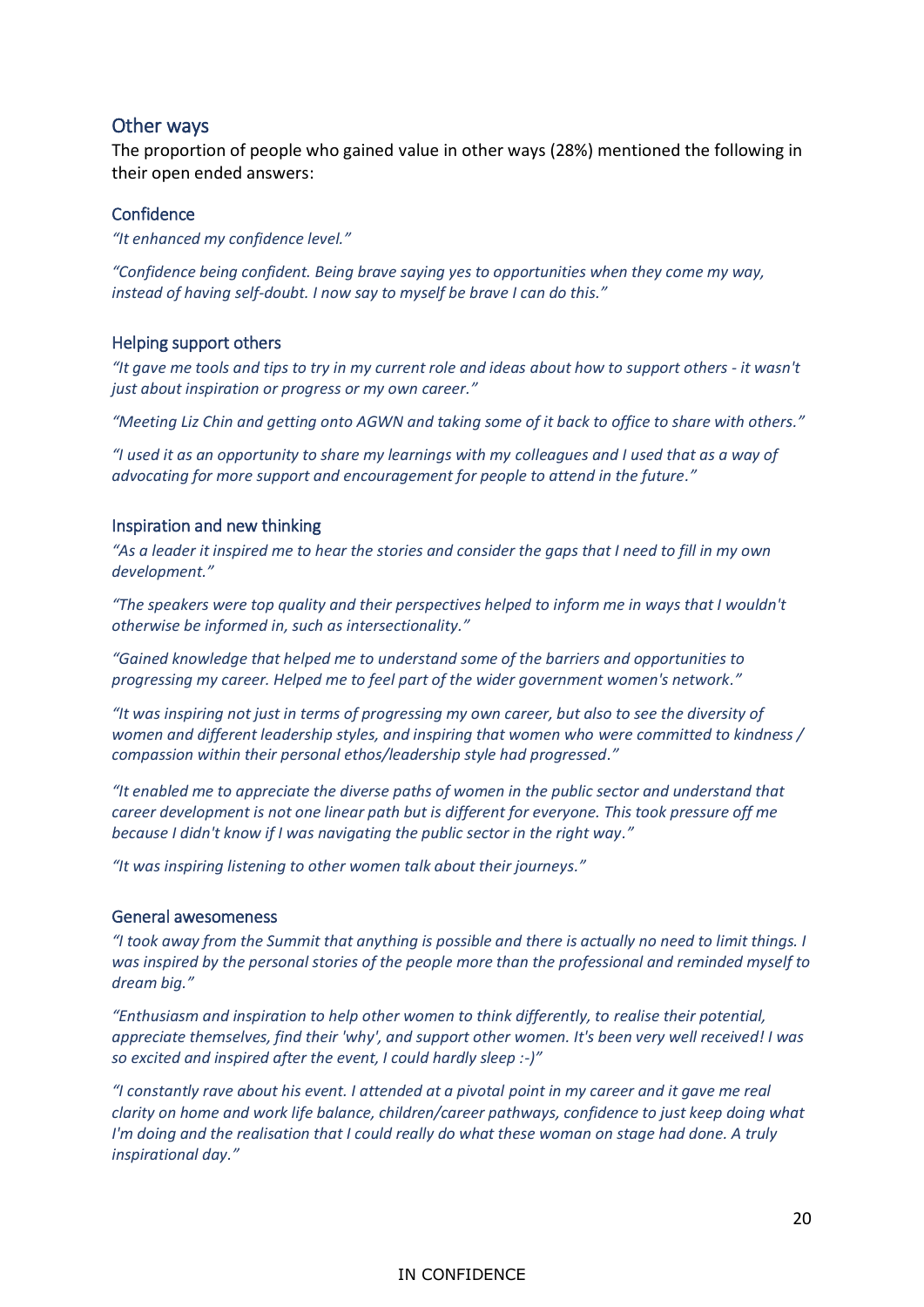## Other ways

The proportion of people who gained value in other ways (28%) mentioned the following in their open ended answers:

### Confidence

*“It enhanced my confidence level.”*

*“Confidence being confident. Being brave saying yes to opportunities when they come my way, instead of having self-doubt. I now say to myself be brave I can do this.”*

### Helping support others

*“It gave me tools and tips to try in my current role and ideas about how to support others - it wasn't just about inspiration or progress or my own career.”*

*“Meeting Liz Chin and getting onto AGWN and taking some of it back to office to share with others.”*

*“I used it as an opportunity to share my learnings with my colleagues and I used that as a way of advocating for more support and encouragement for people to attend in the future.”*

### Inspiration and new thinking

*“As a leader it inspired me to hear the stories and consider the gaps that I need to fill in my own development.”*

*“The speakers were top quality and their perspectives helped to inform me in ways that I wouldn't otherwise be informed in, such as intersectionality.”*

*“Gained knowledge that helped me to understand some of the barriers and opportunities to progressing my career. Helped me to feel part of the wider government women's network.”*

*“It was inspiring not just in terms of progressing my own career, but also to see the diversity of women and different leadership styles, and inspiring that women who were committed to kindness / compassion within their personal ethos/leadership style had progressed.”*

*“It enabled me to appreciate the diverse paths of women in the public sector and understand that career development is not one linear path but is different for everyone. This took pressure off me because I didn't know if I was navigating the public sector in the right way.”*

*“It was inspiring listening to other women talk about their journeys.”*

### General awesomeness

*“I took away from the Summit that anything is possible and there is actually no need to limit things. I was inspired by the personal stories of the people more than the professional and reminded myself to dream big.”*

*“Enthusiasm and inspiration to help other women to think differently, to realise their potential, appreciate themselves, find their 'why', and support other women. It's been very well received! I was so excited and inspired after the event, I could hardly sleep :-)”*

*“I constantly rave about his event. I attended at a pivotal point in my career and it gave me real clarity on home and work life balance, children/career pathways, confidence to just keep doing what I'm doing and the realisation that I could really do what these woman on stage had done. A truly inspirational day.”*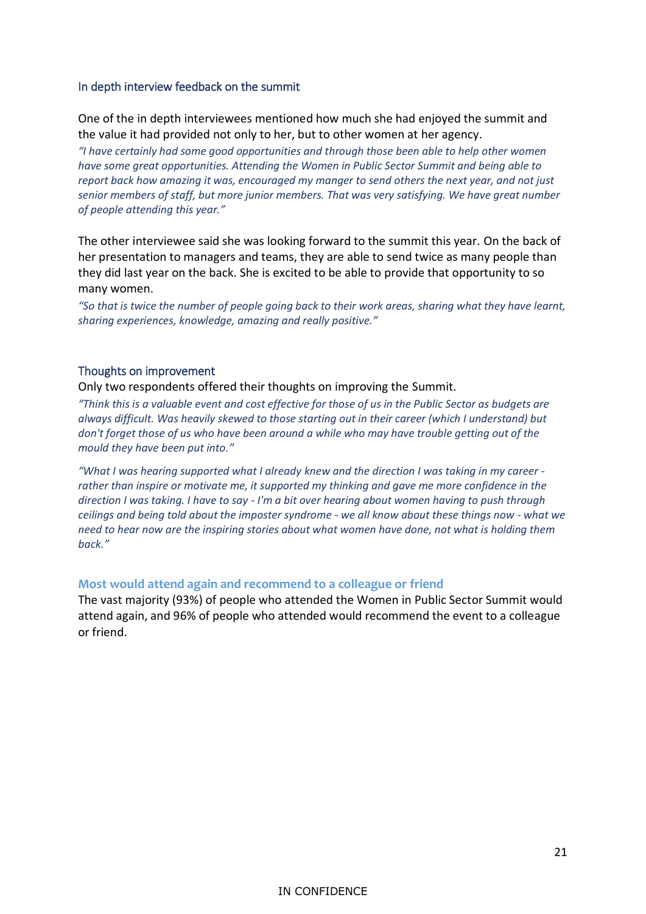### In depth interview feedback on the summit

One of the in depth interviewees mentioned how much she had enjoyed the summit and the value it had provided not only to her, but to other women at her agency.

*"I have certainly had some good opportunities and through those been able to help other women have some great opportunities. Attending the Women in Public Sector Summit and being able to report back how amazing it was, encouraged my manger to send others the next year, and not just senior members of staff, but more junior members. That was very satisfying. We have great number of people attending this year."*

The other interviewee said she was looking forward to the summit this year. On the back of her presentation to managers and teams, they are able to send twice as many people than they did last year on the back. She is excited to be able to provide that opportunity to so many women.

*"So that is twice the number of people going back to their work areas, sharing what they have learnt, sharing experiences, knowledge, amazing and really positive."*

### Thoughts on improvement

Only two respondents offered their thoughts on improving the Summit.

*"Think this is a valuable event and cost effective for those of us in the Public Sector as budgets are always difficult. Was heavily skewed to those starting out in their career (which I understand) but don't forget those of us who have been around a while who may have trouble getting out of the mould they have been put into."*

*"What I was hearing supported what I already knew and the direction I was taking in my career - rather than inspire or motivate me, it supported my thinking and gave me more confidence in the direction I was taking. I have to say - I'm a bit over hearing about women having to push through ceilings and being told about the imposter syndrome - we all know about these things now - what we need to hear now are the inspiring stories about what women have done, not what is holding them back."*

### Most would attend again and recommend to a colleague or friend

The vast majority (93%) of people who attended the Women in Public Sector Summit would attend again, and 96% of people who attended would recommend the event to a colleague or friend.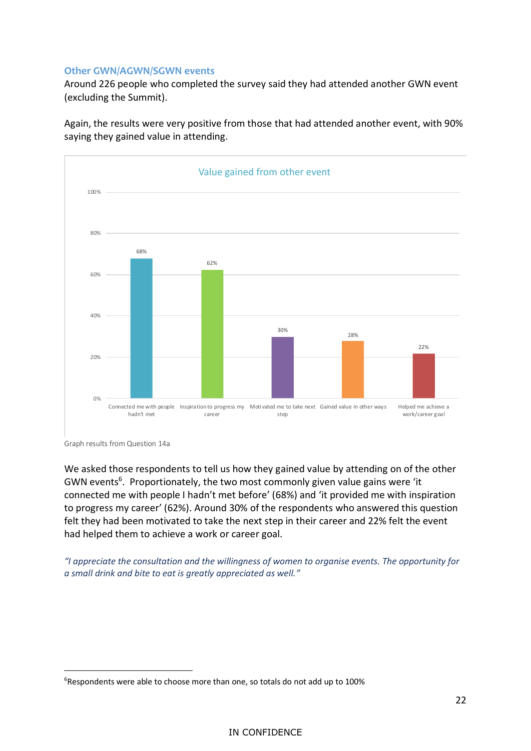### Other GWN/AGWN/SGWN events

Around 226 people who completed the survey said they had attended another GWN event (excluding the Summit).

Again, the results were very positive from those that had attended another event, with 90% saying they gained value in attending.

**Value gained from other event**

| Value gained | Percentage |
|---|---|
| Connected me with people hadn't met | 68% |
| Inspiration to progress my career | 62% |
| Motivated me to take next step | 30% |
| Gained value in other ways | 28% |
| Helped me achieve a work/career goal | 22% |

Graph results from Question 14a

We asked those respondents to tell us how they gained value by attending on of the other GWN events[6]. Proportionately, the two most commonly given value gains were 'it connected me with people I hadn't met before' (68%) and 'it provided me with inspiration to progress my career' (62%). Around 30% of the respondents who answered this question felt they had been motivated to take the next step in their career and 22% felt the event had helped them to achieve a work or career goal.

*"I appreciate the consultation and the willingness of women to organise events. The opportunity for a small drink and bite to eat is greatly appreciated as well."*

[6] Respondents were able to choose more than one, so totals do not add up to 100%

IN CONFIDENCE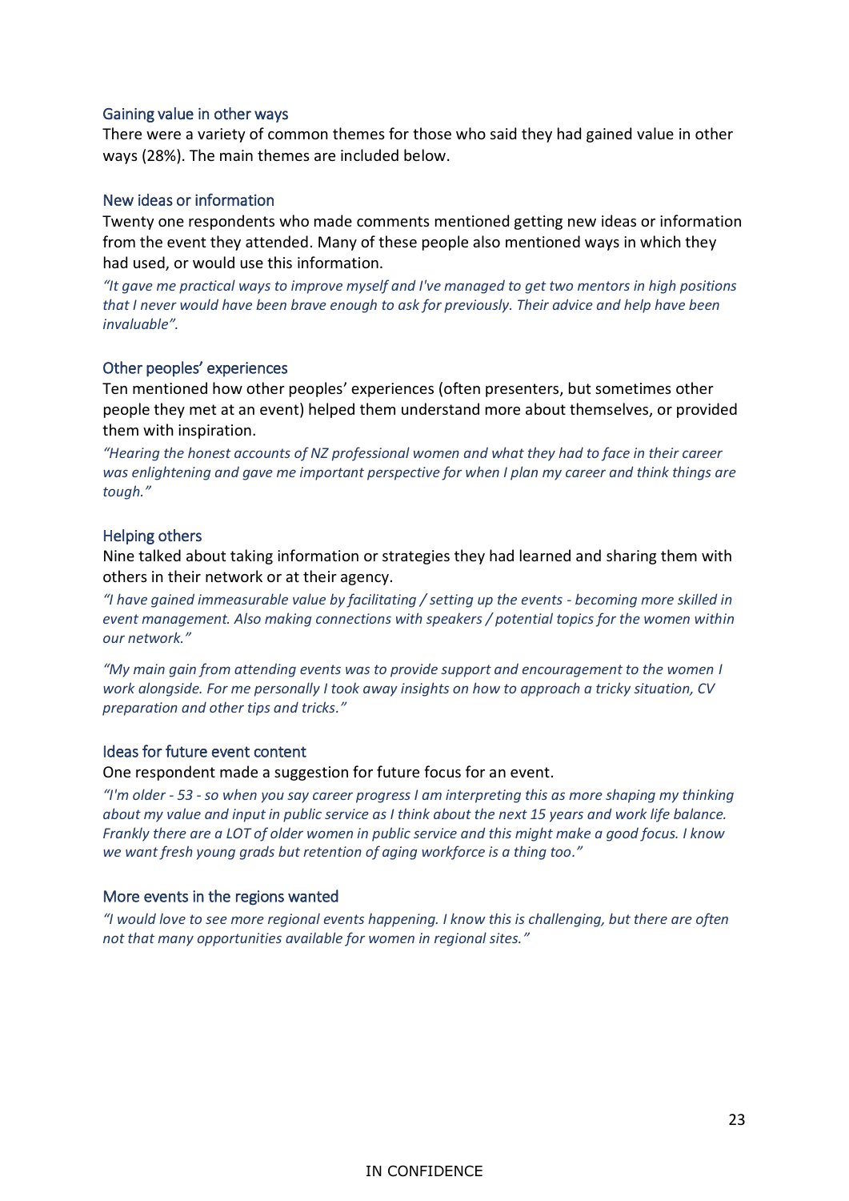### Gaining value in other ways

There were a variety of common themes for those who said they had gained value in other ways (28%). The main themes are included below.

### New ideas or information

Twenty one respondents who made comments mentioned getting new ideas or information from the event they attended. Many of these people also mentioned ways in which they had used, or would use this information.

*"It gave me practical ways to improve myself and I've managed to get two mentors in high positions that I never would have been brave enough to ask for previously. Their advice and help have been invaluable".*

### Other peoples' experiences

Ten mentioned how other peoples' experiences (often presenters, but sometimes other people they met at an event) helped them understand more about themselves, or provided them with inspiration.

*"Hearing the honest accounts of NZ professional women and what they had to face in their career was enlightening and gave me important perspective for when I plan my career and think things are tough."*

### Helping others

Nine talked about taking information or strategies they had learned and sharing them with others in their network or at their agency.

*"I have gained immeasurable value by facilitating / setting up the events - becoming more skilled in event management. Also making connections with speakers / potential topics for the women within our network."*

*"My main gain from attending events was to provide support and encouragement to the women I work alongside. For me personally I took away insights on how to approach a tricky situation, CV preparation and other tips and tricks."*

### Ideas for future event content

One respondent made a suggestion for future focus for an event.

*"I'm older - 53 - so when you say career progress I am interpreting this as more shaping my thinking about my value and input in public service as I think about the next 15 years and work life balance. Frankly there are a LOT of older women in public service and this might make a good focus. I know we want fresh young grads but retention of aging workforce is a thing too."*

### More events in the regions wanted

*"I would love to see more regional events happening. I know this is challenging, but there are often not that many opportunities available for women in regional sites."*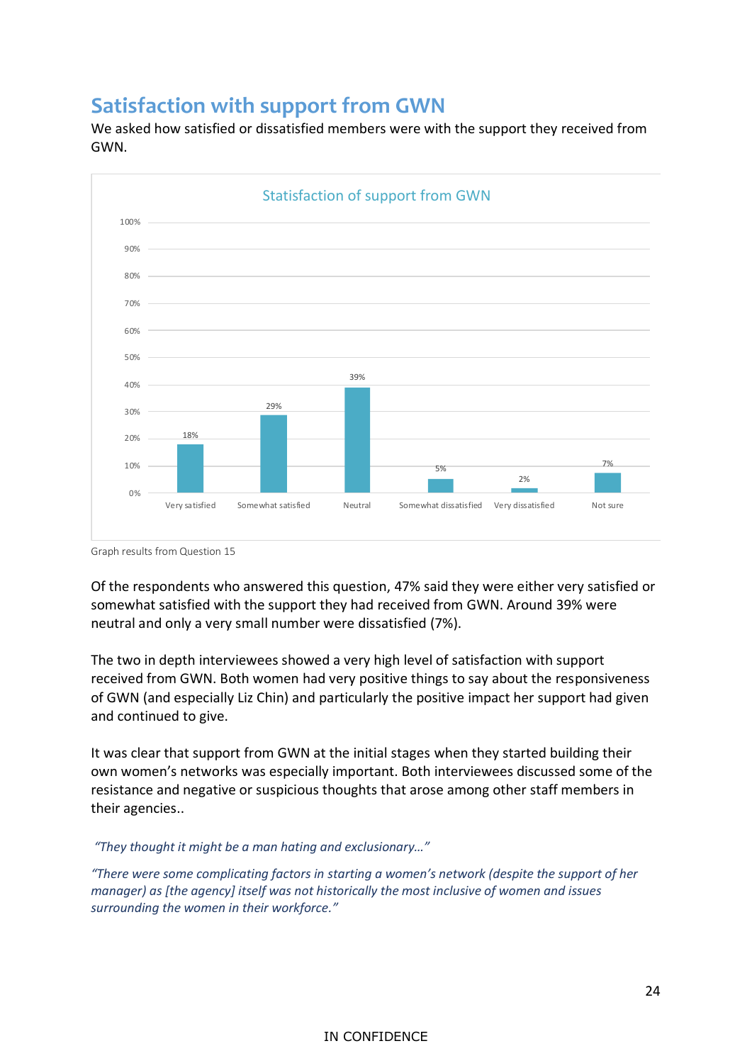## Satisfaction with support from GWN

We asked how satisfied or dissatisfied members were with the support they received from GWN.

**Statisfaction of support from GWN**

| Response | Percentage |
|---|---|
| Very satisfied | 18% |
| Somewhat satisfied | 29% |
| Neutral | 39% |
| Somewhat dissatisfied | 5% |
| Very dissatisfied | 2% |
| Not sure | 7% |

Graph results from Question 15

Of the respondents who answered this question, 47% said they were either very satisfied or somewhat satisfied with the support they had received from GWN. Around 39% were neutral and only a very small number were dissatisfied (7%).

The two in depth interviewees showed a very high level of satisfaction with support received from GWN. Both women had very positive things to say about the responsiveness of GWN (and especially Liz Chin) and particularly the positive impact her support had given and continued to give.

It was clear that support from GWN at the initial stages when they started building their own women's networks was especially important. Both interviewees discussed some of the resistance and negative or suspicious thoughts that arose among other staff members in their agencies..

*"They thought it might be a man hating and exclusionary…"*

*"There were some complicating factors in starting a women's network (despite the support of her manager) as [the agency] itself was not historically the most inclusive of women and issues surrounding the women in their workforce."*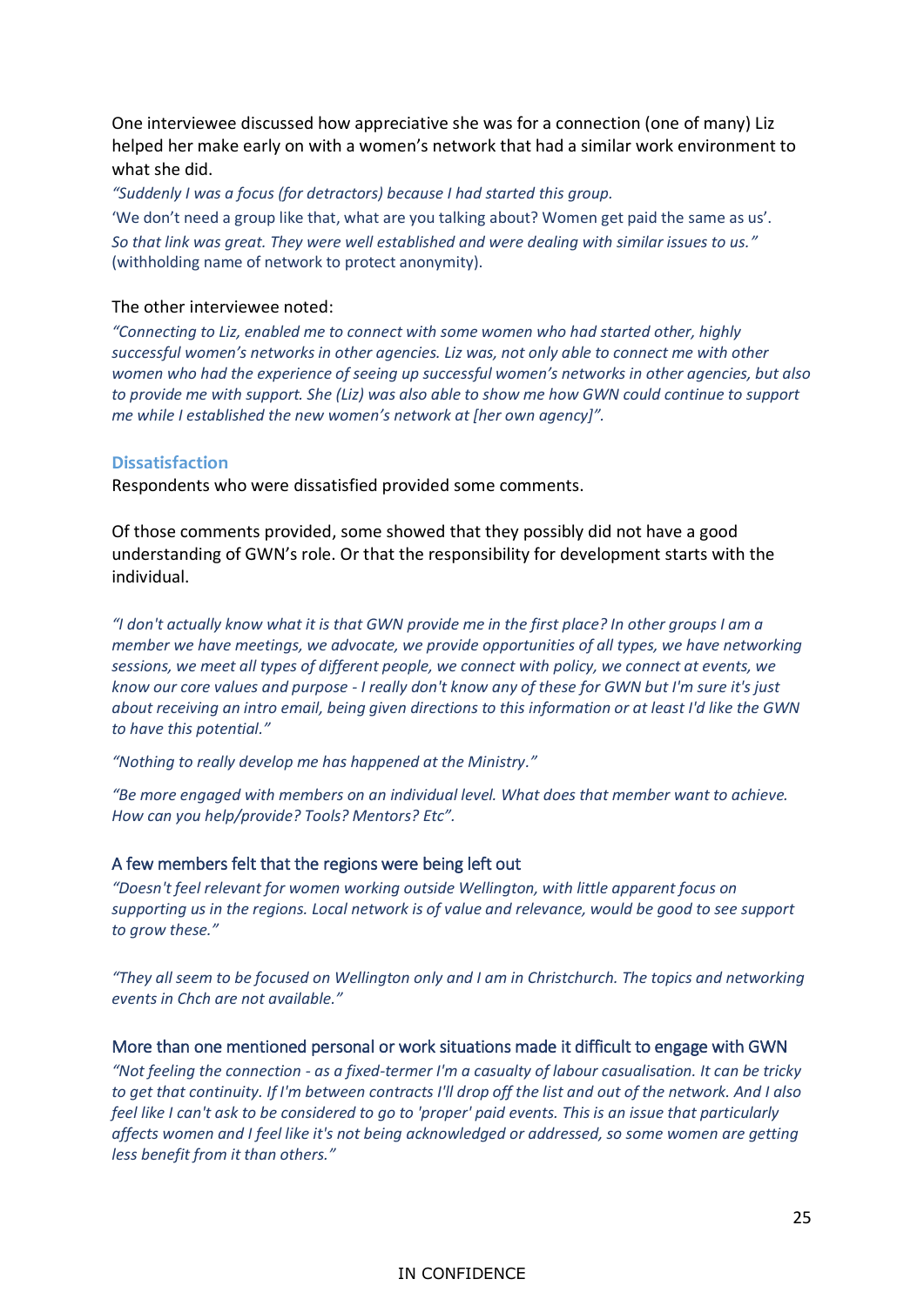One interviewee discussed how appreciative she was for a connection (one of many) Liz helped her make early on with a women's network that had a similar work environment to what she did.

*"Suddenly I was a focus (for detractors) because I had started this group.*

'We don't need a group like that, what are you talking about? Women get paid the same as us'.

*So that link was great. They were well established and were dealing with similar issues to us."* (withholding name of network to protect anonymity).

The other interviewee noted:

*"Connecting to Liz, enabled me to connect with some women who had started other, highly successful women's networks in other agencies. Liz was, not only able to connect me with other women who had the experience of seeing up successful women's networks in other agencies, but also to provide me with support. She (Liz) was also able to show me how GWN could continue to support me while I established the new women's network at [her own agency]".*

### Dissatisfaction

Respondents who were dissatisfied provided some comments.

Of those comments provided, some showed that they possibly did not have a good understanding of GWN's role. Or that the responsibility for development starts with the individual.

*"I don't actually know what it is that GWN provide me in the first place? In other groups I am a member we have meetings, we advocate, we provide opportunities of all types, we have networking sessions, we meet all types of different people, we connect with policy, we connect at events, we know our core values and purpose - I really don't know any of these for GWN but I'm sure it's just about receiving an intro email, being given directions to this information or at least I'd like the GWN to have this potential."*

*"Nothing to really develop me has happened at the Ministry."*

*"Be more engaged with members on an individual level. What does that member want to achieve. How can you help/provide? Tools? Mentors? Etc".*

#### A few members felt that the regions were being left out

*"Doesn't feel relevant for women working outside Wellington, with little apparent focus on supporting us in the regions. Local network is of value and relevance, would be good to see support to grow these."*

*"They all seem to be focused on Wellington only and I am in Christchurch. The topics and networking events in Chch are not available."*

#### More than one mentioned personal or work situations made it difficult to engage with GWN

*"Not feeling the connection - as a fixed-termer I'm a casualty of labour casualisation. It can be tricky to get that continuity. If I'm between contracts I'll drop off the list and out of the network. And I also feel like I can't ask to be considered to go to 'proper' paid events. This is an issue that particularly affects women and I feel like it's not being acknowledged or addressed, so some women are getting less benefit from it than others."*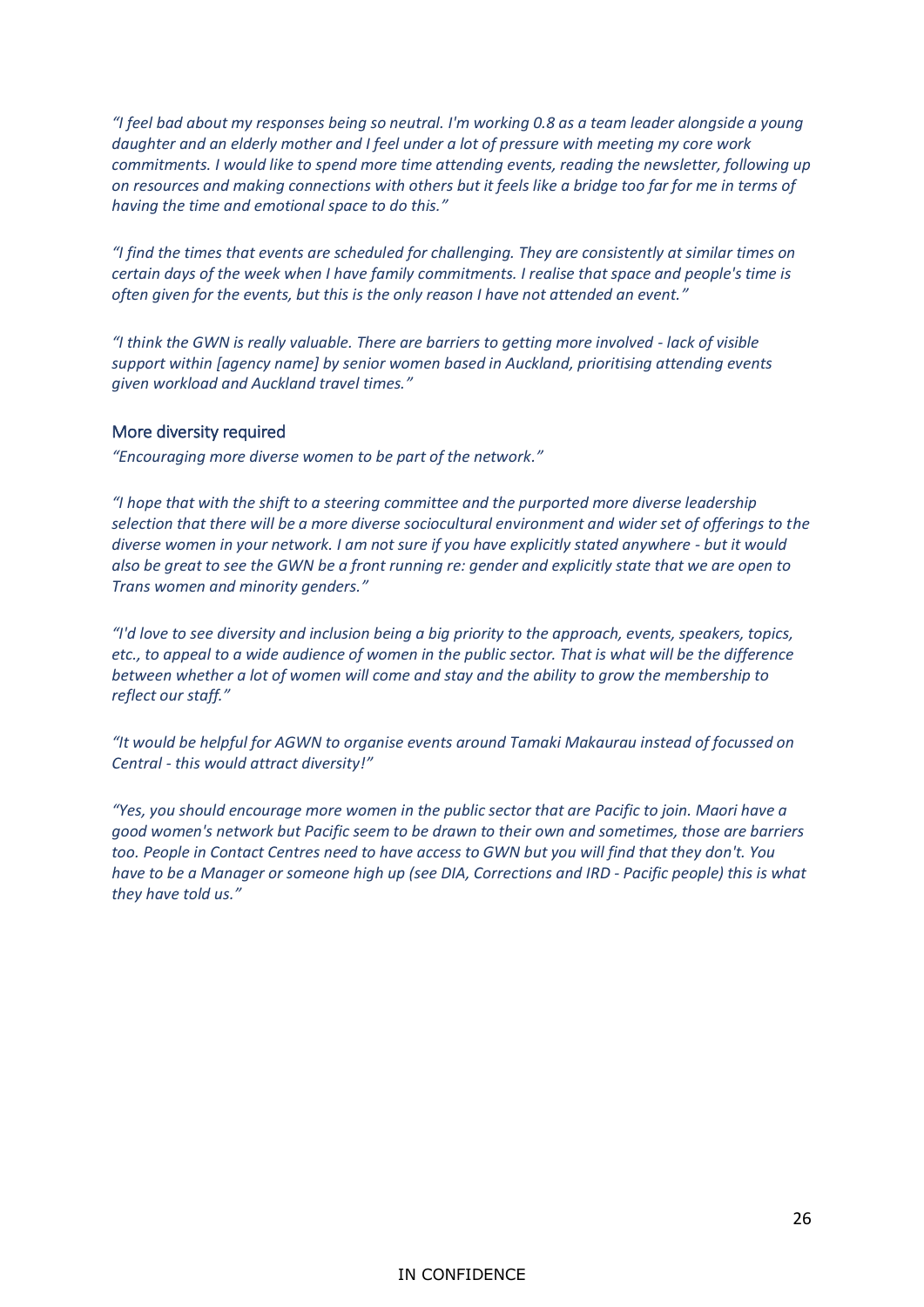*"I feel bad about my responses being so neutral. I'm working 0.8 as a team leader alongside a young daughter and an elderly mother and I feel under a lot of pressure with meeting my core work commitments. I would like to spend more time attending events, reading the newsletter, following up on resources and making connections with others but it feels like a bridge too far for me in terms of having the time and emotional space to do this."*

*"I find the times that events are scheduled for challenging. They are consistently at similar times on certain days of the week when I have family commitments. I realise that space and people's time is often given for the events, but this is the only reason I have not attended an event."*

*"I think the GWN is really valuable. There are barriers to getting more involved - lack of visible support within [agency name] by senior women based in Auckland, prioritising attending events given workload and Auckland travel times."*

### More diversity required

*"Encouraging more diverse women to be part of the network."*

*"I hope that with the shift to a steering committee and the purported more diverse leadership selection that there will be a more diverse sociocultural environment and wider set of offerings to the diverse women in your network. I am not sure if you have explicitly stated anywhere - but it would also be great to see the GWN be a front running re: gender and explicitly state that we are open to Trans women and minority genders."*

*"I'd love to see diversity and inclusion being a big priority to the approach, events, speakers, topics, etc., to appeal to a wide audience of women in the public sector. That is what will be the difference between whether a lot of women will come and stay and the ability to grow the membership to reflect our staff."*

*"It would be helpful for AGWN to organise events around Tamaki Makaurau instead of focussed on Central - this would attract diversity!"*

*"Yes, you should encourage more women in the public sector that are Pacific to join. Maori have a good women's network but Pacific seem to be drawn to their own and sometimes, those are barriers too. People in Contact Centres need to have access to GWN but you will find that they don't. You have to be a Manager or someone high up (see DIA, Corrections and IRD - Pacific people) this is what they have told us."*

IN CONFIDENCE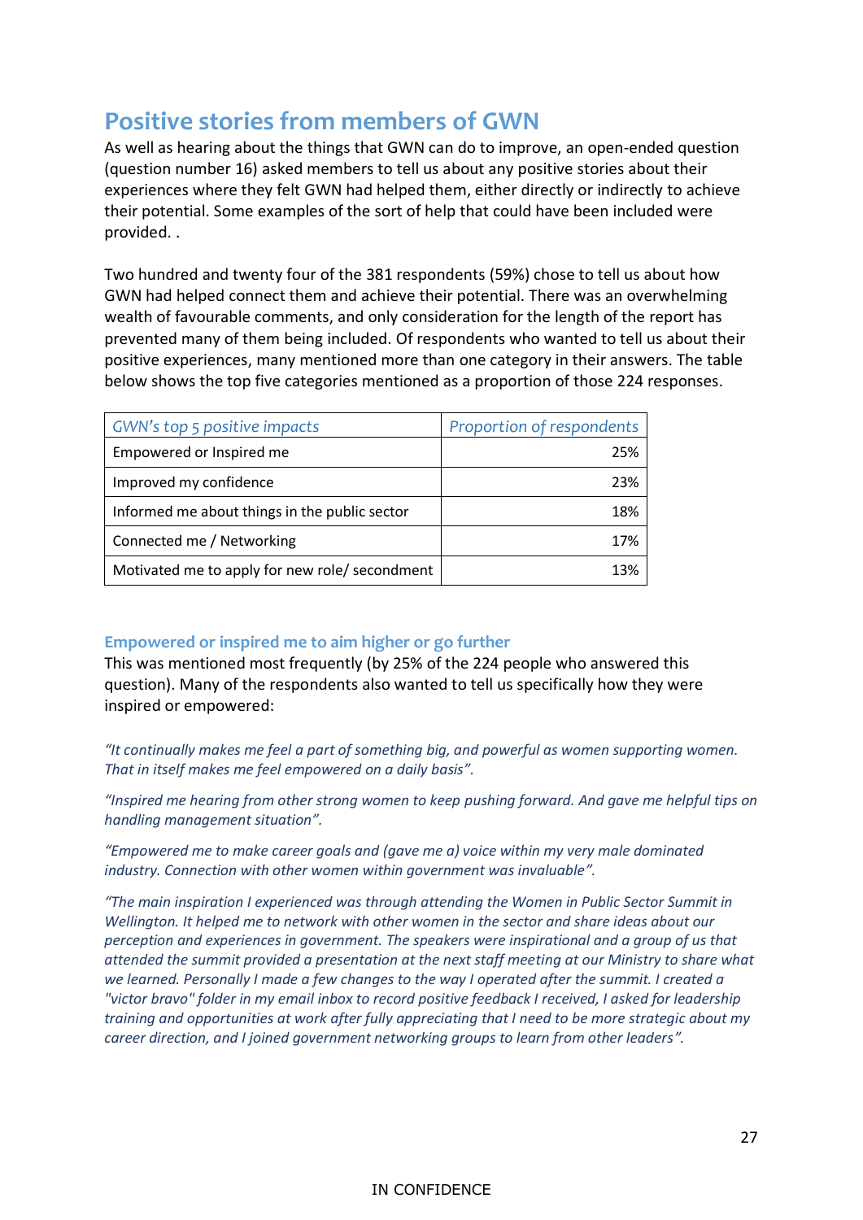## Positive stories from members of GWN

As well as hearing about the things that GWN can do to improve, an open-ended question (question number 16) asked members to tell us about any positive stories about their experiences where they felt GWN had helped them, either directly or indirectly to achieve their potential. Some examples of the sort of help that could have been included were provided. .

Two hundred and twenty four of the 381 respondents (59%) chose to tell us about how GWN had helped connect them and achieve their potential. There was an overwhelming wealth of favourable comments, and only consideration for the length of the report has prevented many of them being included. Of respondents who wanted to tell us about their positive experiences, many mentioned more than one category in their answers. The table below shows the top five categories mentioned as a proportion of those 224 responses.

| *GWN's top 5 positive impacts* | *Proportion of respondents* |
|---|---:|
| Empowered or Inspired me | 25% |
| Improved my confidence | 23% |
| Informed me about things in the public sector | 18% |
| Connected me / Networking | 17% |
| Motivated me to apply for new role/ secondment | 13% |

### Empowered or inspired me to aim higher or go further

This was mentioned most frequently (by 25% of the 224 people who answered this question). Many of the respondents also wanted to tell us specifically how they were inspired or empowered:

*"It continually makes me feel a part of something big, and powerful as women supporting women. That in itself makes me feel empowered on a daily basis".*

*"Inspired me hearing from other strong women to keep pushing forward. And gave me helpful tips on handling management situation".*

*"Empowered me to make career goals and (gave me a) voice within my very male dominated industry. Connection with other women within government was invaluable".*

*"The main inspiration I experienced was through attending the Women in Public Sector Summit in Wellington. It helped me to network with other women in the sector and share ideas about our perception and experiences in government. The speakers were inspirational and a group of us that attended the summit provided a presentation at the next staff meeting at our Ministry to share what we learned. Personally I made a few changes to the way I operated after the summit. I created a "victor bravo" folder in my email inbox to record positive feedback I received, I asked for leadership training and opportunities at work after fully appreciating that I need to be more strategic about my career direction, and I joined government networking groups to learn from other leaders".*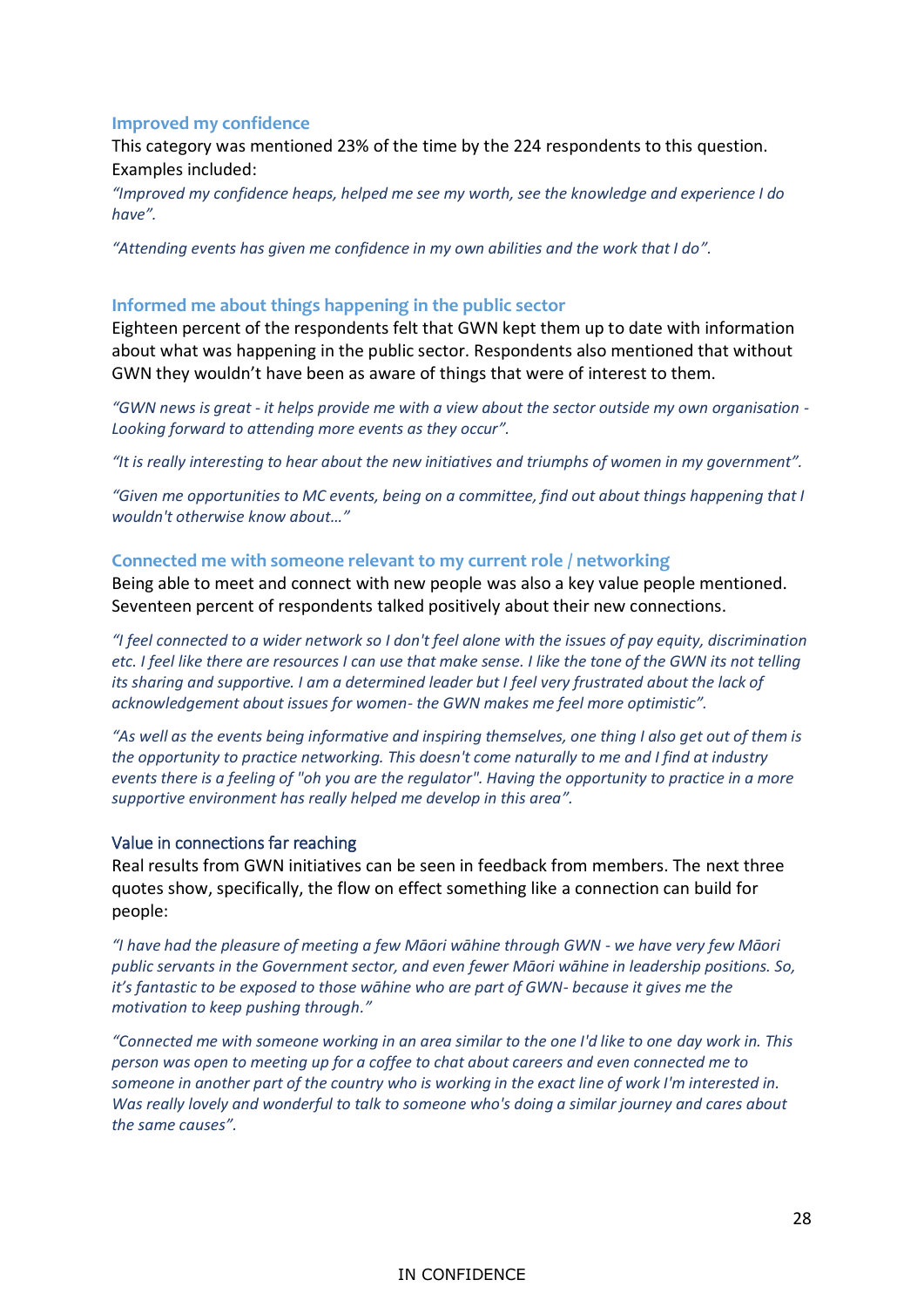### Improved my confidence

This category was mentioned 23% of the time by the 224 respondents to this question. Examples included:

*"Improved my confidence heaps, helped me see my worth, see the knowledge and experience I do have".*

*"Attending events has given me confidence in my own abilities and the work that I do".*

### Informed me about things happening in the public sector

Eighteen percent of the respondents felt that GWN kept them up to date with information about what was happening in the public sector. Respondents also mentioned that without GWN they wouldn't have been as aware of things that were of interest to them.

*"GWN news is great - it helps provide me with a view about the sector outside my own organisation - Looking forward to attending more events as they occur".*

*"It is really interesting to hear about the new initiatives and triumphs of women in my government".*

*"Given me opportunities to MC events, being on a committee, find out about things happening that I wouldn't otherwise know about…"*

### Connected me with someone relevant to my current role / networking

Being able to meet and connect with new people was also a key value people mentioned. Seventeen percent of respondents talked positively about their new connections.

*"I feel connected to a wider network so I don't feel alone with the issues of pay equity, discrimination etc. I feel like there are resources I can use that make sense. I like the tone of the GWN its not telling its sharing and supportive. I am a determined leader but I feel very frustrated about the lack of acknowledgement about issues for women- the GWN makes me feel more optimistic".*

*"As well as the events being informative and inspiring themselves, one thing I also get out of them is the opportunity to practice networking. This doesn't come naturally to me and I find at industry events there is a feeling of "oh you are the regulator". Having the opportunity to practice in a more supportive environment has really helped me develop in this area".*

#### Value in connections far reaching

Real results from GWN initiatives can be seen in feedback from members. The next three quotes show, specifically, the flow on effect something like a connection can build for people:

*"I have had the pleasure of meeting a few Māori wāhine through GWN - we have very few Māori public servants in the Government sector, and even fewer Māori wāhine in leadership positions. So, it's fantastic to be exposed to those wāhine who are part of GWN- because it gives me the motivation to keep pushing through."*

*"Connected me with someone working in an area similar to the one I'd like to one day work in. This person was open to meeting up for a coffee to chat about careers and even connected me to someone in another part of the country who is working in the exact line of work I'm interested in. Was really lovely and wonderful to talk to someone who's doing a similar journey and cares about the same causes".*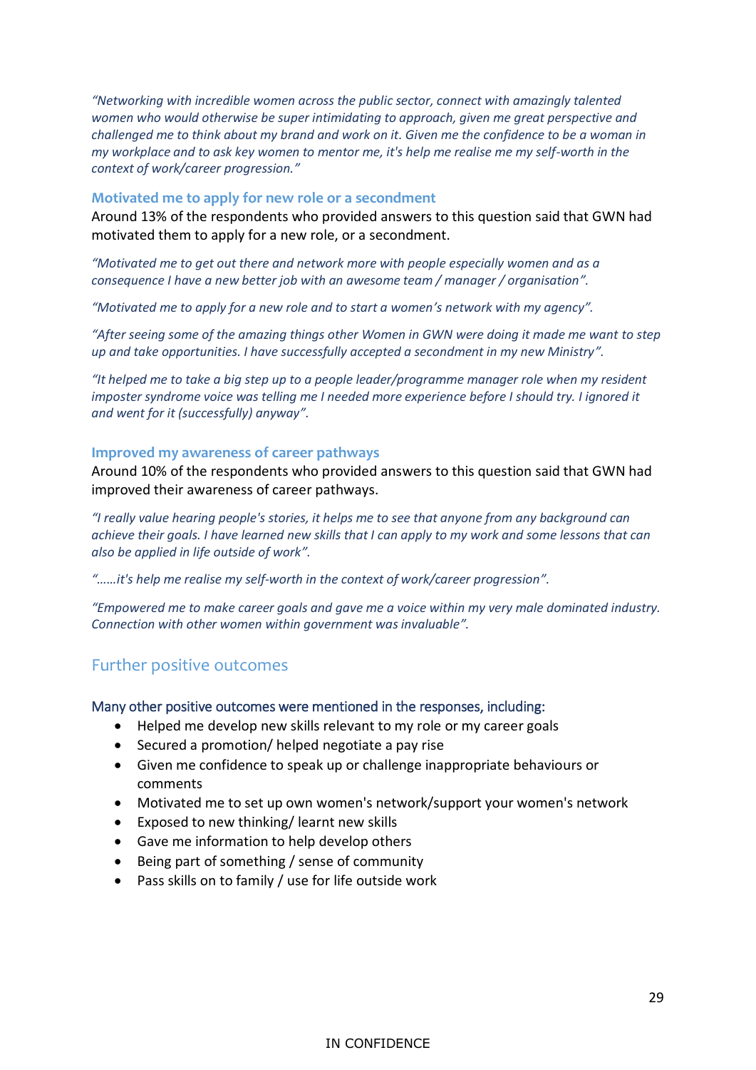*“Networking with incredible women across the public sector, connect with amazingly talented women who would otherwise be super intimidating to approach, given me great perspective and challenged me to think about my brand and work on it. Given me the confidence to be a woman in my workplace and to ask key women to mentor me, it's help me realise me my self-worth in the context of work/career progression.”*

### Motivated me to apply for new role or a secondment

Around 13% of the respondents who provided answers to this question said that GWN had motivated them to apply for a new role, or a secondment.

*“Motivated me to get out there and network more with people especially women and as a consequence I have a new better job with an awesome team / manager / organisation”.*

*“Motivated me to apply for a new role and to start a women’s network with my agency”.*

*“After seeing some of the amazing things other Women in GWN were doing it made me want to step up and take opportunities. I have successfully accepted a secondment in my new Ministry”.*

*“It helped me to take a big step up to a people leader/programme manager role when my resident imposter syndrome voice was telling me I needed more experience before I should try. I ignored it and went for it (successfully) anyway”.*

### Improved my awareness of career pathways

Around 10% of the respondents who provided answers to this question said that GWN had improved their awareness of career pathways.

*“I really value hearing people's stories, it helps me to see that anyone from any background can achieve their goals. I have learned new skills that I can apply to my work and some lessons that can also be applied in life outside of work”.*

*“……it's help me realise my self-worth in the context of work/career progression”.*

*“Empowered me to make career goals and gave me a voice within my very male dominated industry. Connection with other women within government was invaluable”.*

## Further positive outcomes

Many other positive outcomes were mentioned in the responses, including:

- Helped me develop new skills relevant to my role or my career goals
- Secured a promotion/ helped negotiate a pay rise
- Given me confidence to speak up or challenge inappropriate behaviours or comments
- Motivated me to set up own women's network/support your women's network
- Exposed to new thinking/ learnt new skills
- Gave me information to help develop others
- Being part of something / sense of community
- Pass skills on to family / use for life outside work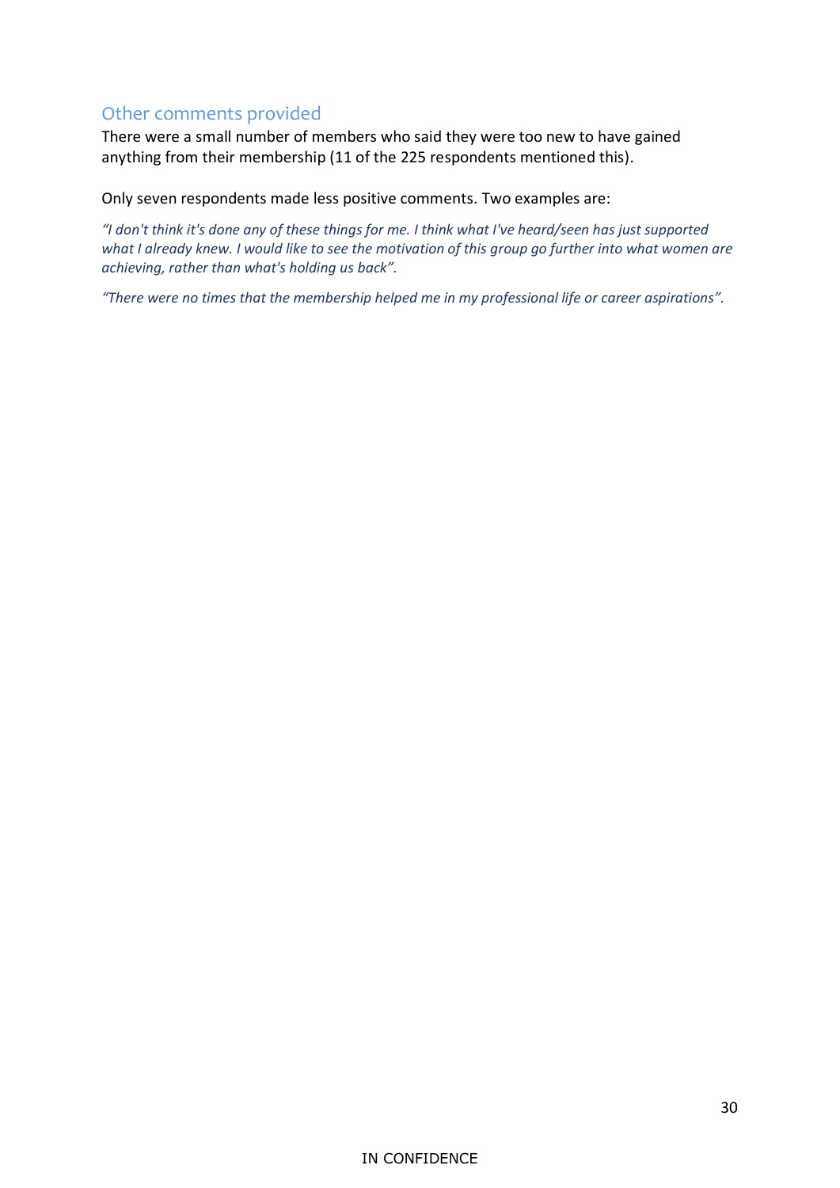## Other comments provided

There were a small number of members who said they were too new to have gained anything from their membership (11 of the 225 respondents mentioned this).

Only seven respondents made less positive comments. Two examples are:

*"I don't think it's done any of these things for me. I think what I've heard/seen has just supported what I already knew. I would like to see the motivation of this group go further into what women are achieving, rather than what's holding us back".*

*"There were no times that the membership helped me in my professional life or career aspirations".*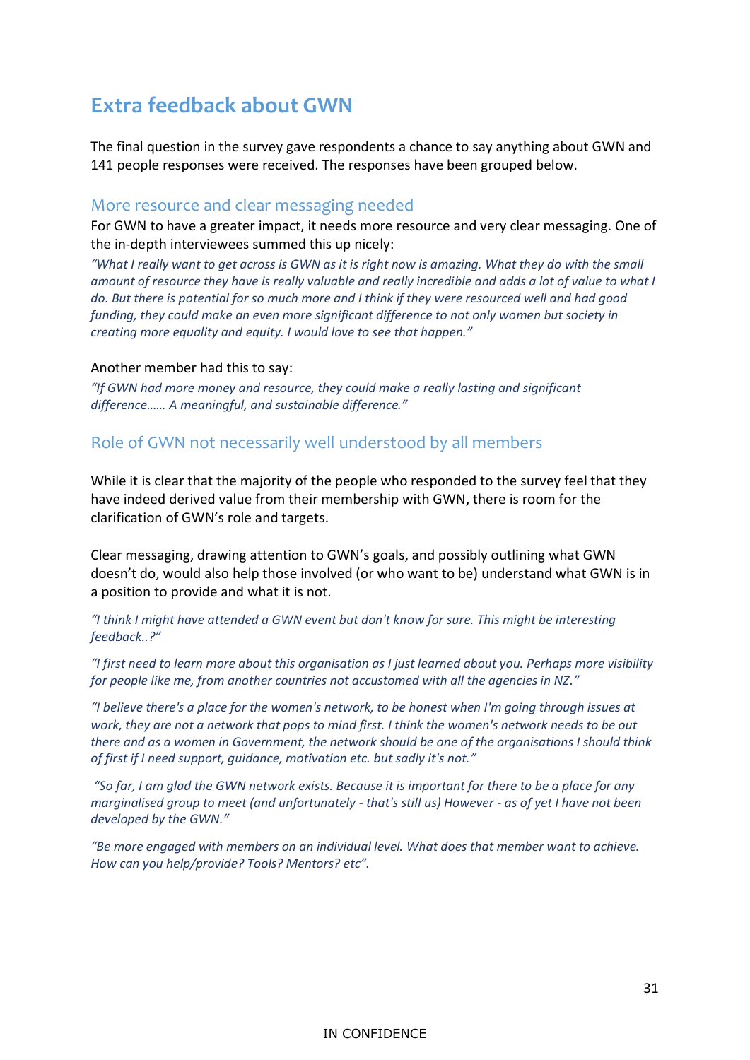# Extra feedback about GWN

The final question in the survey gave respondents a chance to say anything about GWN and 141 people responses were received. The responses have been grouped below.

## More resource and clear messaging needed

For GWN to have a greater impact, it needs more resource and very clear messaging. One of the in-depth interviewees summed this up nicely:

*"What I really want to get across is GWN as it is right now is amazing. What they do with the small amount of resource they have is really valuable and really incredible and adds a lot of value to what I do. But there is potential for so much more and I think if they were resourced well and had good funding, they could make an even more significant difference to not only women but society in creating more equality and equity. I would love to see that happen."*

Another member had this to say:

*"If GWN had more money and resource, they could make a really lasting and significant difference…… A meaningful, and sustainable difference."*

## Role of GWN not necessarily well understood by all members

While it is clear that the majority of the people who responded to the survey feel that they have indeed derived value from their membership with GWN, there is room for the clarification of GWN's role and targets.

Clear messaging, drawing attention to GWN's goals, and possibly outlining what GWN doesn't do, would also help those involved (or who want to be) understand what GWN is in a position to provide and what it is not.

*"I think I might have attended a GWN event but don't know for sure. This might be interesting feedback..?"*

*"I first need to learn more about this organisation as I just learned about you. Perhaps more visibility for people like me, from another countries not accustomed with all the agencies in NZ."*

*"I believe there's a place for the women's network, to be honest when I'm going through issues at work, they are not a network that pops to mind first. I think the women's network needs to be out there and as a women in Government, the network should be one of the organisations I should think of first if I need support, guidance, motivation etc. but sadly it's not."*

*"So far, I am glad the GWN network exists. Because it is important for there to be a place for any marginalised group to meet (and unfortunately - that's still us) However - as of yet I have not been developed by the GWN."*

*"Be more engaged with members on an individual level. What does that member want to achieve. How can you help/provide? Tools? Mentors? etc".*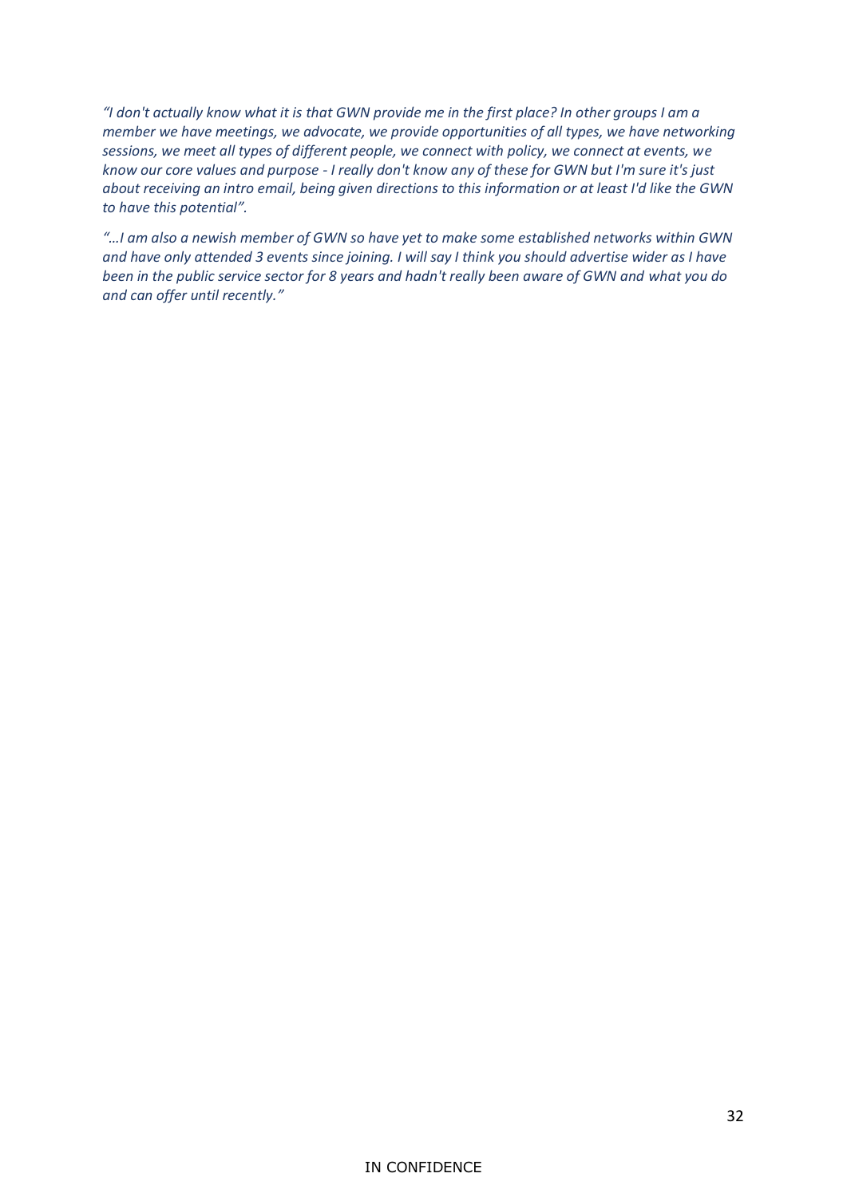*"I don't actually know what it is that GWN provide me in the first place? In other groups I am a member we have meetings, we advocate, we provide opportunities of all types, we have networking sessions, we meet all types of different people, we connect with policy, we connect at events, we know our core values and purpose - I really don't know any of these for GWN but I'm sure it's just about receiving an intro email, being given directions to this information or at least I'd like the GWN to have this potential".*

*"…I am also a newish member of GWN so have yet to make some established networks within GWN and have only attended 3 events since joining. I will say I think you should advertise wider as I have been in the public service sector for 8 years and hadn't really been aware of GWN and what you do and can offer until recently."*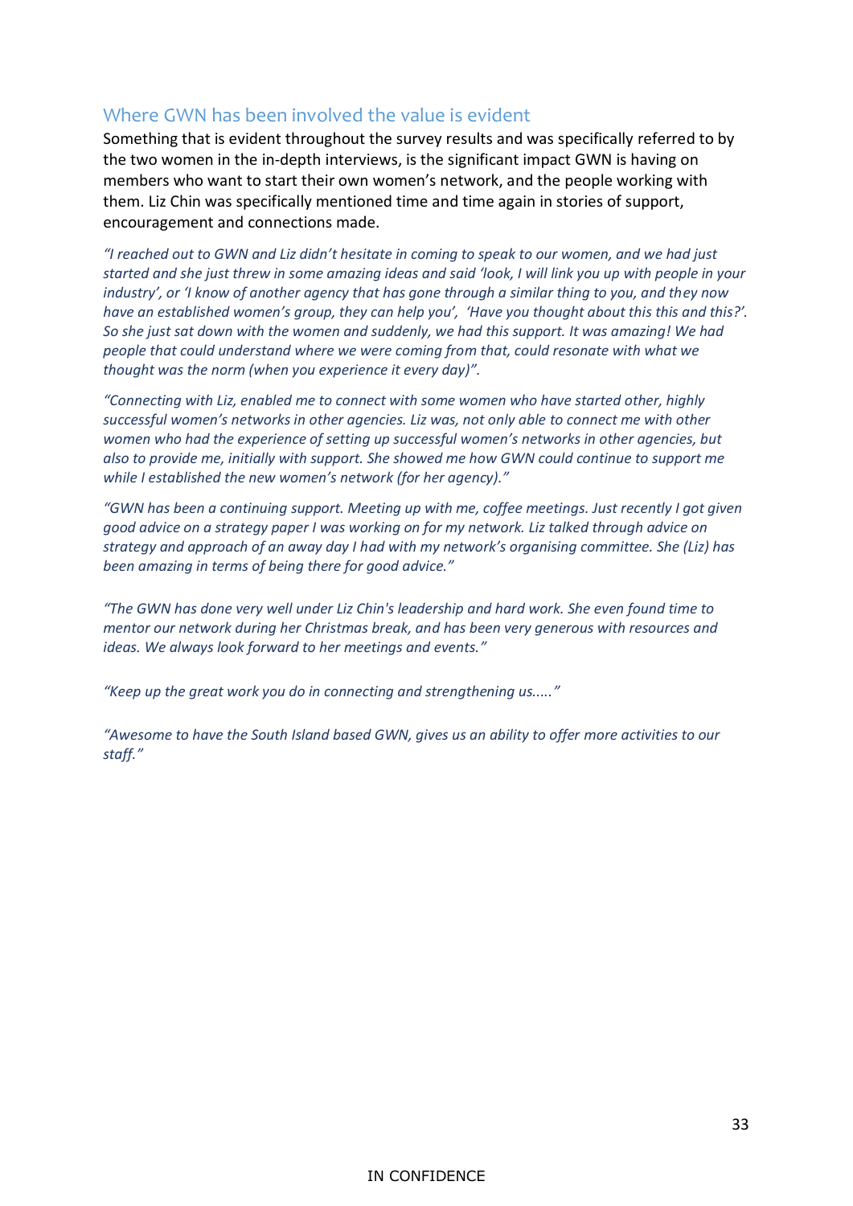## Where GWN has been involved the value is evident

Something that is evident throughout the survey results and was specifically referred to by the two women in the in-depth interviews, is the significant impact GWN is having on members who want to start their own women's network, and the people working with them. Liz Chin was specifically mentioned time and time again in stories of support, encouragement and connections made.

*"I reached out to GWN and Liz didn't hesitate in coming to speak to our women, and we had just started and she just threw in some amazing ideas and said 'look, I will link you up with people in your industry', or 'I know of another agency that has gone through a similar thing to you, and they now have an established women's group, they can help you', 'Have you thought about this this and this?'. So she just sat down with the women and suddenly, we had this support. It was amazing! We had people that could understand where we were coming from that, could resonate with what we thought was the norm (when you experience it every day)".*

*"Connecting with Liz, enabled me to connect with some women who have started other, highly successful women's networks in other agencies. Liz was, not only able to connect me with other women who had the experience of setting up successful women's networks in other agencies, but also to provide me, initially with support. She showed me how GWN could continue to support me while I established the new women's network (for her agency)."*

*"GWN has been a continuing support. Meeting up with me, coffee meetings. Just recently I got given good advice on a strategy paper I was working on for my network. Liz talked through advice on strategy and approach of an away day I had with my network's organising committee. She (Liz) has been amazing in terms of being there for good advice."*

*"The GWN has done very well under Liz Chin's leadership and hard work. She even found time to mentor our network during her Christmas break, and has been very generous with resources and ideas. We always look forward to her meetings and events."*

*"Keep up the great work you do in connecting and strengthening us....."*

*"Awesome to have the South Island based GWN, gives us an ability to offer more activities to our staff."*

IN CONFIDENCE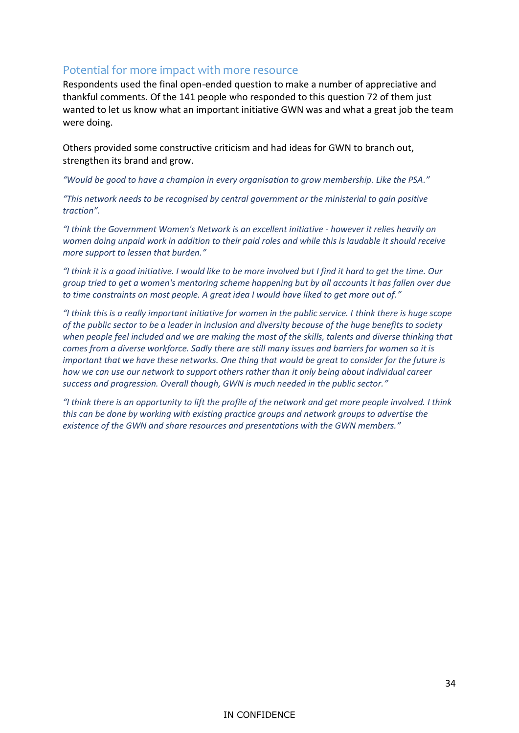## Potential for more impact with more resource

Respondents used the final open-ended question to make a number of appreciative and thankful comments. Of the 141 people who responded to this question 72 of them just wanted to let us know what an important initiative GWN was and what a great job the team were doing.

Others provided some constructive criticism and had ideas for GWN to branch out, strengthen its brand and grow.

*"Would be good to have a champion in every organisation to grow membership. Like the PSA."*

*"This network needs to be recognised by central government or the ministerial to gain positive traction".*

*"I think the Government Women's Network is an excellent initiative - however it relies heavily on women doing unpaid work in addition to their paid roles and while this is laudable it should receive more support to lessen that burden."*

*"I think it is a good initiative. I would like to be more involved but I find it hard to get the time. Our group tried to get a women's mentoring scheme happening but by all accounts it has fallen over due to time constraints on most people. A great idea I would have liked to get more out of."*

*"I think this is a really important initiative for women in the public service. I think there is huge scope of the public sector to be a leader in inclusion and diversity because of the huge benefits to society when people feel included and we are making the most of the skills, talents and diverse thinking that comes from a diverse workforce. Sadly there are still many issues and barriers for women so it is important that we have these networks. One thing that would be great to consider for the future is how we can use our network to support others rather than it only being about individual career success and progression. Overall though, GWN is much needed in the public sector."*

*"I think there is an opportunity to lift the profile of the network and get more people involved. I think this can be done by working with existing practice groups and network groups to advertise the existence of the GWN and share resources and presentations with the GWN members."*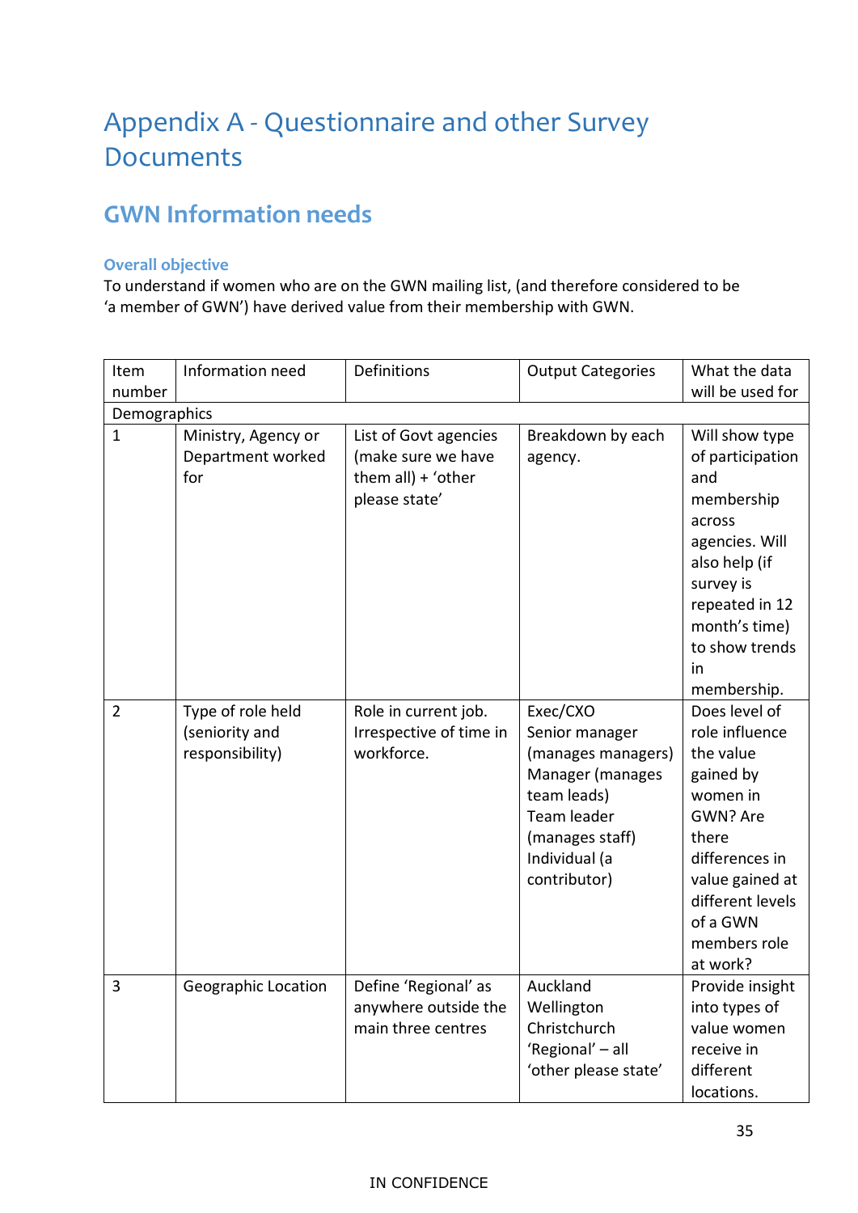# Appendix A - Questionnaire and other Survey Documents

## GWN Information needs

### Overall objective

To understand if women who are on the GWN mailing list, (and therefore considered to be 'a member of GWN') have derived value from their membership with GWN.

| Item number | Information need | Definitions | Output Categories | What the data will be used for |
|---|---|---|---|---|
| Demographics | | | | |
| 1 | Ministry, Agency or Department worked for | List of Govt agencies (make sure we have them all) + 'other please state' | Breakdown by each agency. | Will show type of participation and membership across agencies. Will also help (if survey is repeated in 12 month's time) to show trends in membership. |
| 2 | Type of role held (seniority and responsibility) | Role in current job. Irrespective of time in workforce. | Exec/CXO<br>Senior manager (manages managers)<br>Manager (manages team leads)<br>Team leader (manages staff)<br>Individual (a contributor) | Does level of role influence the value gained by women in GWN? Are there differences in value gained at different levels of a GWN members role at work? |
| 3 | Geographic Location | Define 'Regional' as anywhere outside the main three centres | Auckland<br>Wellington<br>Christchurch<br>'Regional' – all 'other please state' | Provide insight into types of value women receive in different locations. |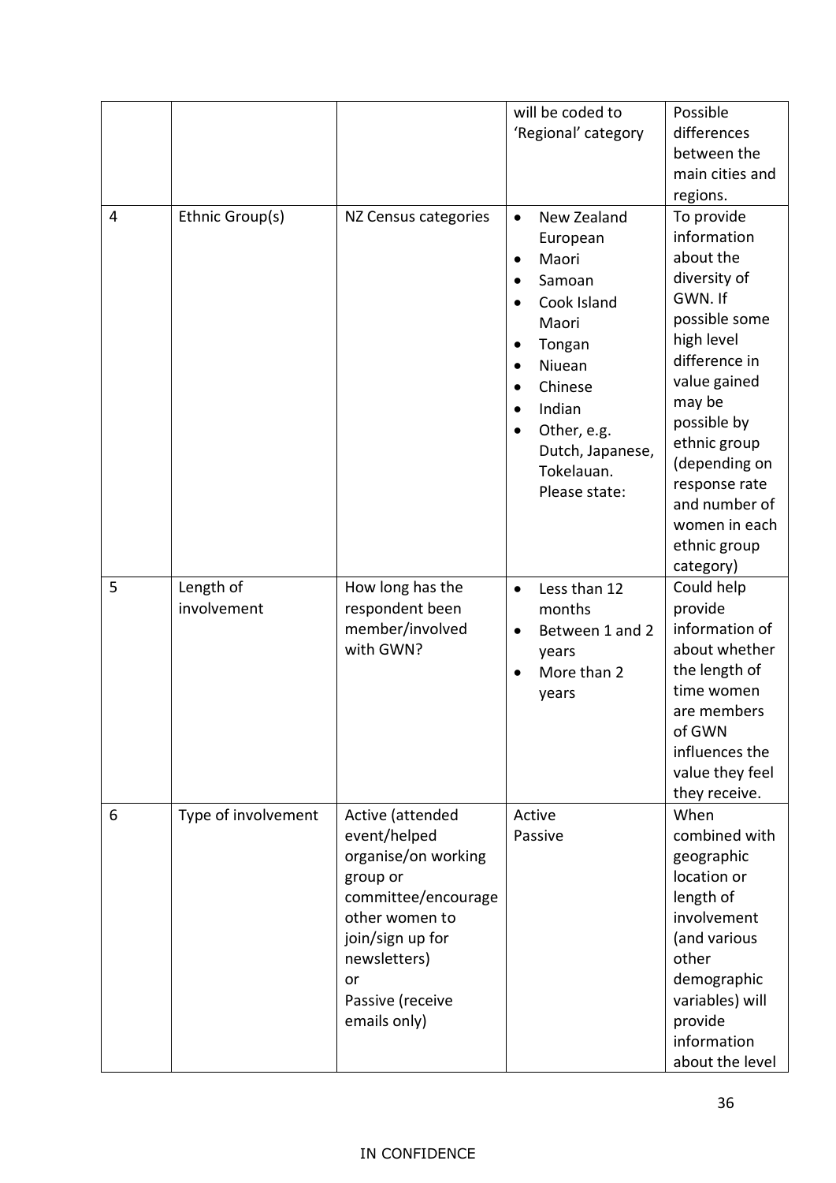| | | | will be coded to 'Regional' category | Possible differences between the main cities and regions. |
|---|---|---|---|---|
| 4 | Ethnic Group(s) | NZ Census categories | • New Zealand European<br>• Maori<br>• Samoan<br>• Cook Island Maori<br>• Tongan<br>• Niuean<br>• Chinese<br>• Indian<br>• Other, e.g. Dutch, Japanese, Tokelauan. Please state: | To provide information about the diversity of GWN. If possible some high level difference in value gained may be possible by ethnic group (depending on response rate and number of women in each ethnic group category) |
| 5 | Length of involvement | How long has the respondent been member/involved with GWN? | • Less than 12 months<br>• Between 1 and 2 years<br>• More than 2 years | Could help provide information of about whether the length of time women are members of GWN influences the value they feel they receive. |
| 6 | Type of involvement | Active (attended event/helped organise/on working group or committee/encourage other women to join/sign up for newsletters)<br>or<br>Passive (receive emails only) | Active<br>Passive | When combined with geographic location or length of involvement (and various other demographic variables) will provide information about the level |

IN CONFIDENCE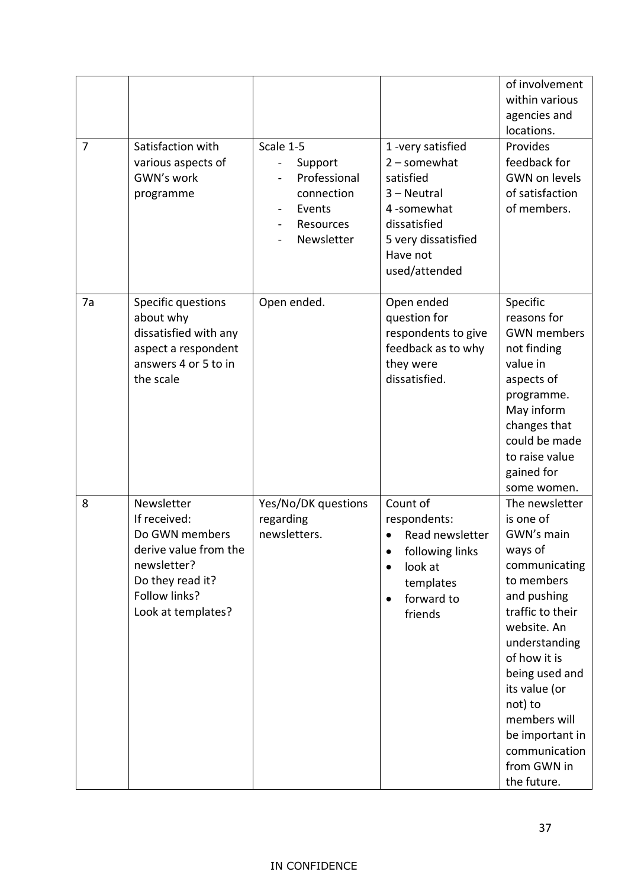| | | | | of involvement within various agencies and locations. |
|---|---|---|---|---|
| 7 | Satisfaction with various aspects of GWN's work programme | Scale 1-5<br>- Support<br>- Professional connection<br>- Events<br>- Resources<br>- Newsletter | 1 -very satisfied<br>2 – somewhat satisfied<br>3 – Neutral<br>4 -somewhat dissatisfied<br>5 very dissatisfied<br>Have not used/attended | Provides feedback for GWN on levels of satisfaction of members. |
| 7a | Specific questions about why dissatisfied with any aspect a respondent answers 4 or 5 to in the scale | Open ended. | Open ended question for respondents to give feedback as to why they were dissatisfied. | Specific reasons for GWN members not finding value in aspects of programme. May inform changes that could be made to raise value gained for some women. |
| 8 | Newsletter<br>If received:<br>Do GWN members derive value from the newsletter?<br>Do they read it?<br>Follow links?<br>Look at templates? | Yes/No/DK questions regarding newsletters. | Count of respondents:<br>• Read newsletter<br>• following links<br>• look at templates<br>• forward to friends | The newsletter is one of GWN's main ways of communicating to members and pushing traffic to their website. An understanding of how it is being used and its value (or not) to members will be important in communication from GWN in the future. |

IN CONFIDENCE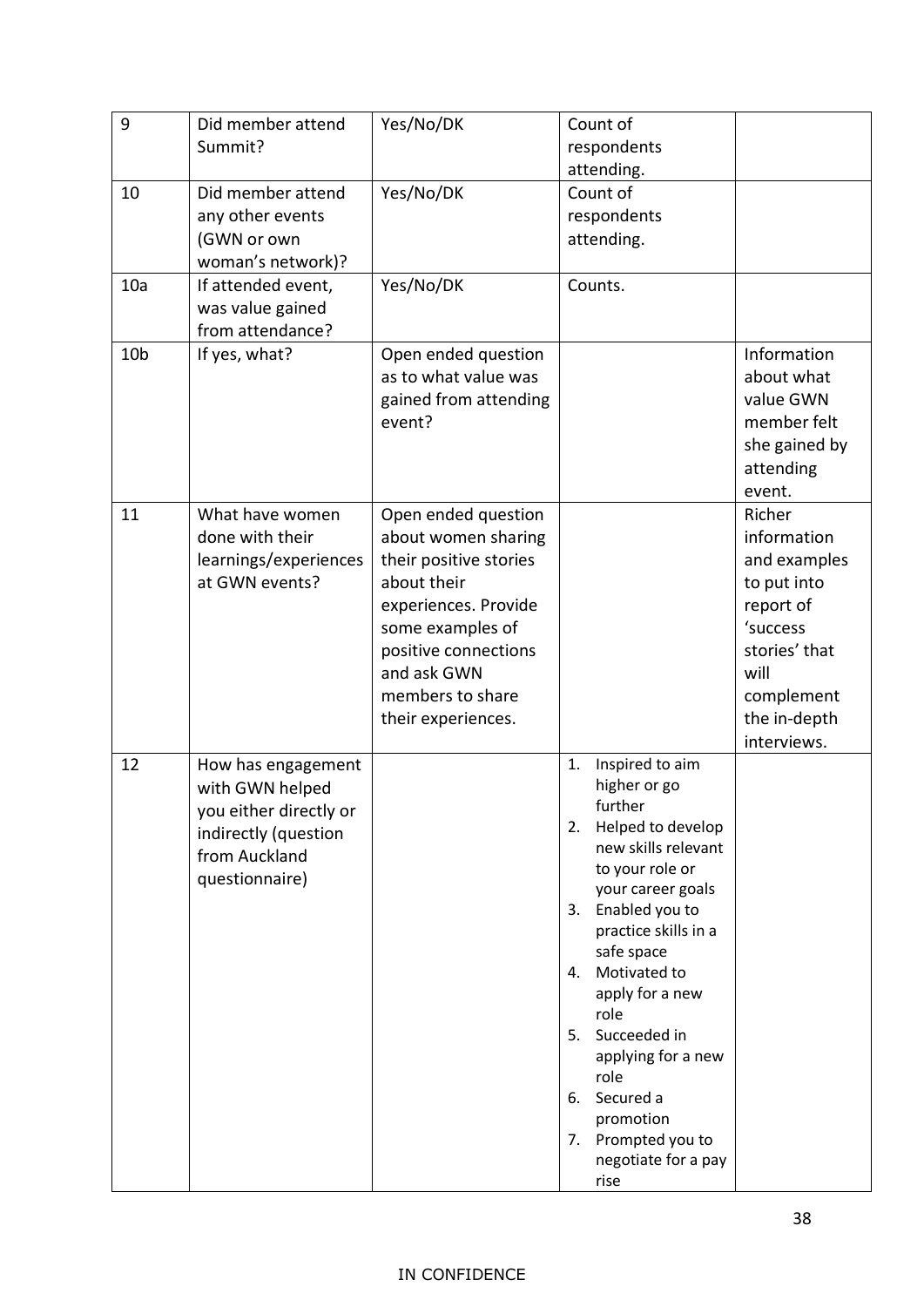| 9 | Did member attend Summit? | Yes/No/DK | Count of respondents attending. | |
|---|---|---|---|---|
| 10 | Did member attend any other events (GWN or own woman's network)? | Yes/No/DK | Count of respondents attending. | |
| 10a | If attended event, was value gained from attendance? | Yes/No/DK | Counts. | |
| 10b | If yes, what? | Open ended question as to what value was gained from attending event? | | Information about what value GWN member felt she gained by attending event. |
| 11 | What have women done with their learnings/experiences at GWN events? | Open ended question about women sharing their positive stories about their experiences. Provide some examples of positive connections and ask GWN members to share their experiences. | | Richer information and examples to put into report of 'success stories' that will complement the in-depth interviews. |
| 12 | How has engagement with GWN helped you either directly or indirectly (question from Auckland questionnaire) | | 1. Inspired to aim higher or go further<br>2. Helped to develop new skills relevant to your role or your career goals<br>3. Enabled you to practice skills in a safe space<br>4. Motivated to apply for a new role<br>5. Succeeded in applying for a new role<br>6. Secured a promotion<br>7. Prompted you to negotiate for a pay rise | |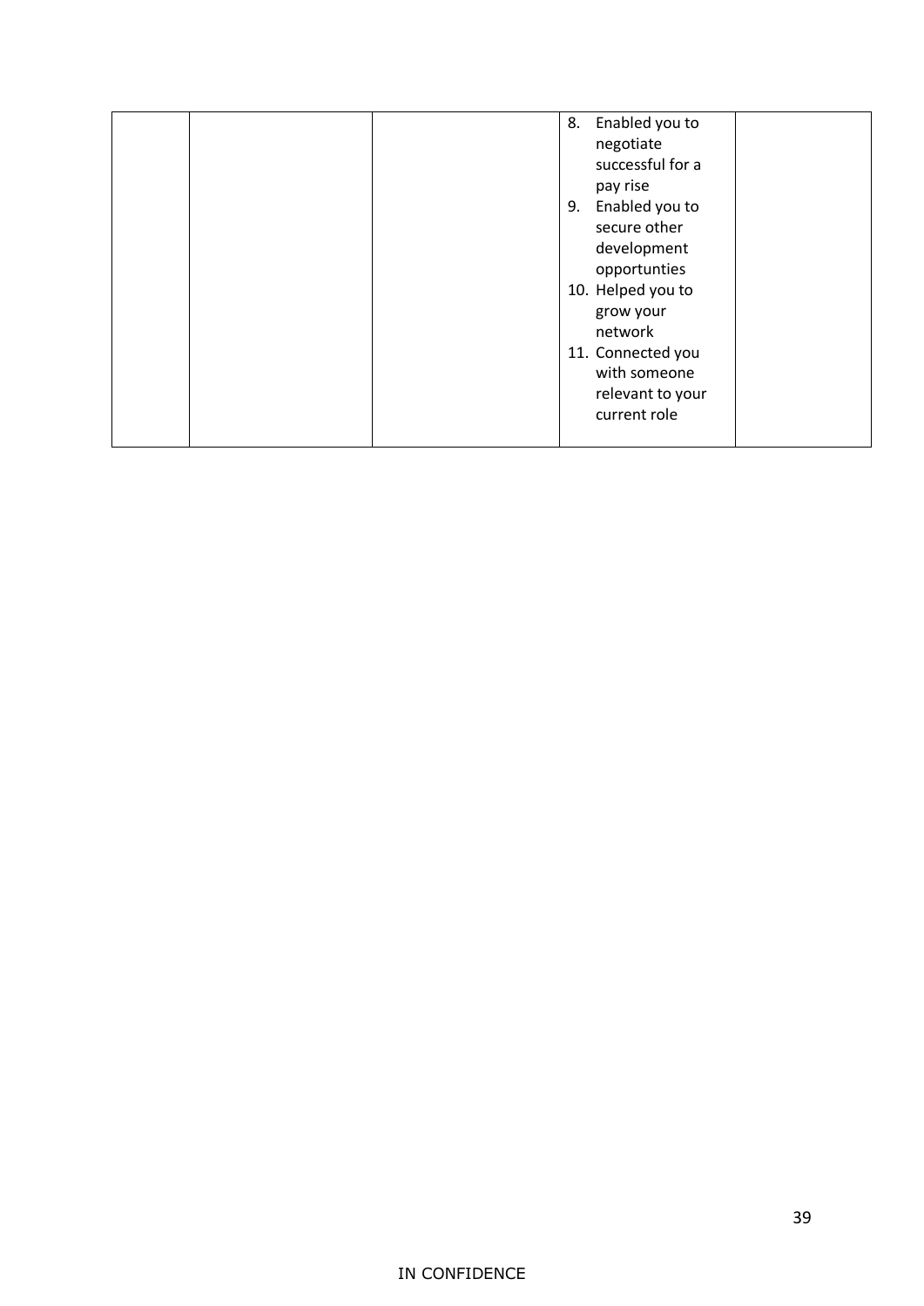|  |  |  | 8. Enabled you to negotiate successful for a pay rise<br>9. Enabled you to secure other development opportunties<br>10. Helped you to grow your network<br>11. Connected you with someone relevant to your current role |  |
|---|---|---|---|---|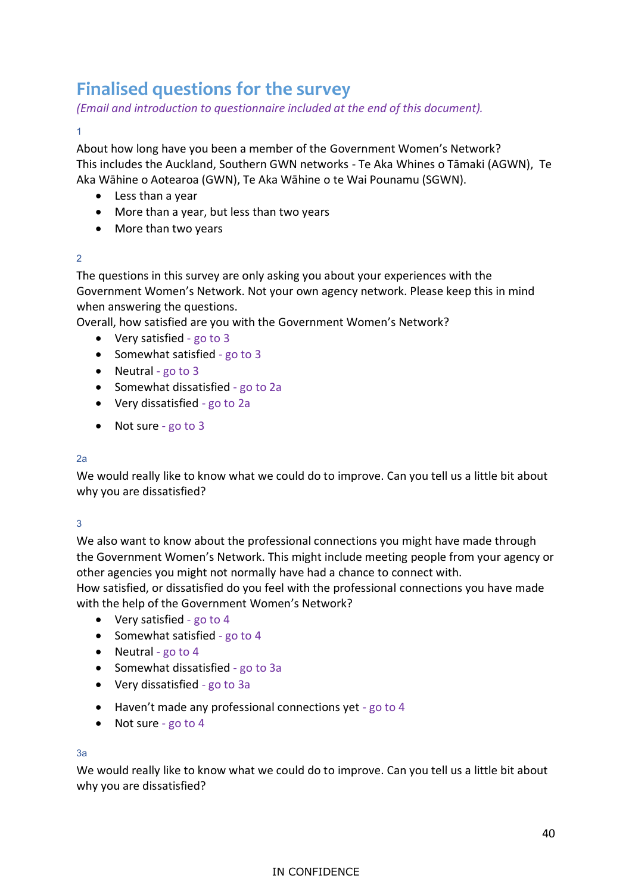## Finalised questions for the survey

*(Email and introduction to questionnaire included at the end of this document).*

1

About how long have you been a member of the Government Women's Network?
This includes the Auckland, Southern GWN networks - Te Aka Whines o Tāmaki (AGWN), Te Aka Wāhine o Aotearoa (GWN), Te Aka Wāhine o te Wai Pounamu (SGWN).

- Less than a year
- More than a year, but less than two years
- More than two years

2

The questions in this survey are only asking you about your experiences with the Government Women's Network. Not your own agency network. Please keep this in mind when answering the questions.
Overall, how satisfied are you with the Government Women's Network?

- Very satisfied - go to 3
- Somewhat satisfied - go to 3
- Neutral - go to 3
- Somewhat dissatisfied - go to 2a
- Very dissatisfied - go to 2a
- Not sure - go to 3

2a

We would really like to know what we could do to improve. Can you tell us a little bit about why you are dissatisfied?

3

We also want to know about the professional connections you might have made through the Government Women's Network. This might include meeting people from your agency or other agencies you might not normally have had a chance to connect with.
How satisfied, or dissatisfied do you feel with the professional connections you have made with the help of the Government Women's Network?

- Very satisfied - go to 4
- Somewhat satisfied - go to 4
- Neutral - go to 4
- Somewhat dissatisfied - go to 3a
- Very dissatisfied - go to 3a
- Haven't made any professional connections yet - go to 4
- Not sure - go to 4

3a

We would really like to know what we could do to improve. Can you tell us a little bit about why you are dissatisfied?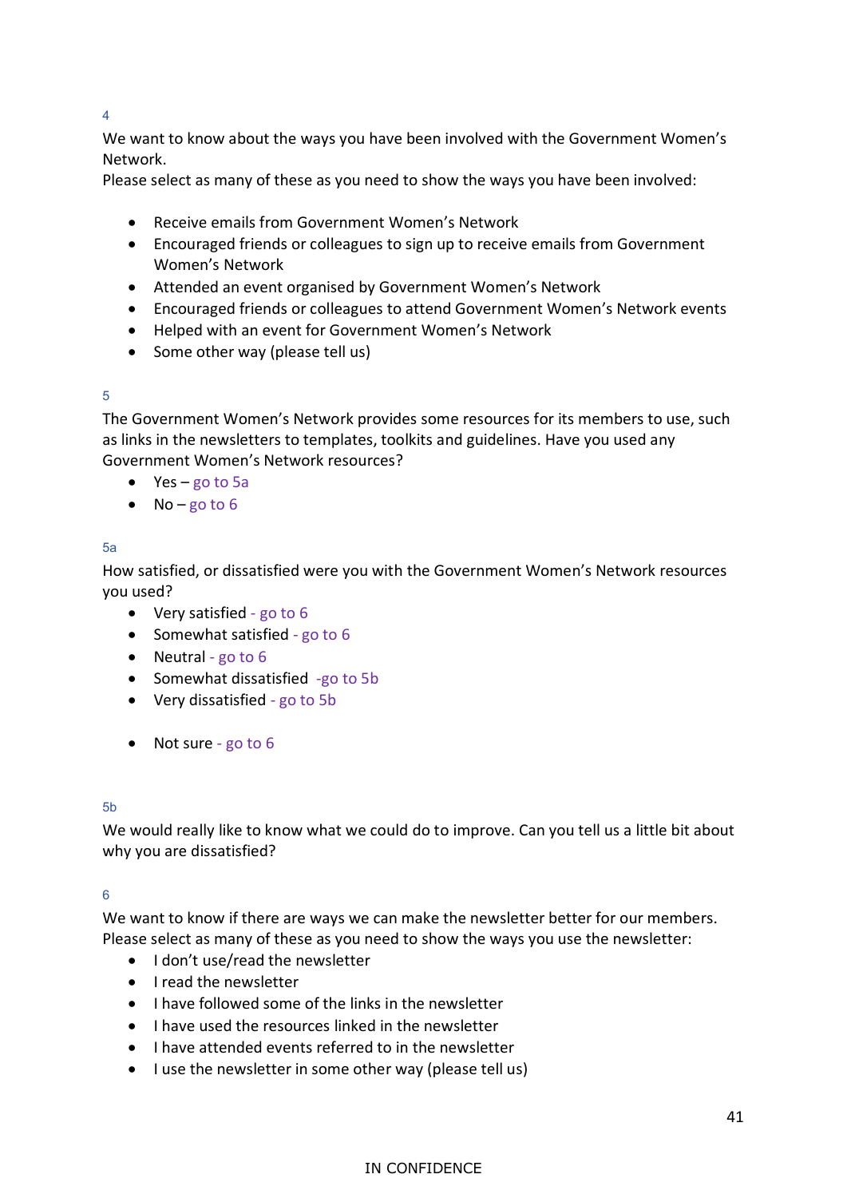4

We want to know about the ways you have been involved with the Government Women's Network.
Please select as many of these as you need to show the ways you have been involved:

- Receive emails from Government Women's Network
- Encouraged friends or colleagues to sign up to receive emails from Government Women's Network
- Attended an event organised by Government Women's Network
- Encouraged friends or colleagues to attend Government Women's Network events
- Helped with an event for Government Women's Network
- Some other way (please tell us)

5

The Government Women's Network provides some resources for its members to use, such as links in the newsletters to templates, toolkits and guidelines. Have you used any Government Women's Network resources?

- Yes – go to 5a
- No – go to 6

5a

How satisfied, or dissatisfied were you with the Government Women's Network resources you used?

- Very satisfied - go to 6
- Somewhat satisfied - go to 6
- Neutral - go to 6
- Somewhat dissatisfied -go to 5b
- Very dissatisfied - go to 5b
- Not sure - go to 6

5b

We would really like to know what we could do to improve. Can you tell us a little bit about why you are dissatisfied?

6

We want to know if there are ways we can make the newsletter better for our members.
Please select as many of these as you need to show the ways you use the newsletter:

- I don't use/read the newsletter
- I read the newsletter
- I have followed some of the links in the newsletter
- I have used the resources linked in the newsletter
- I have attended events referred to in the newsletter
- I use the newsletter in some other way (please tell us)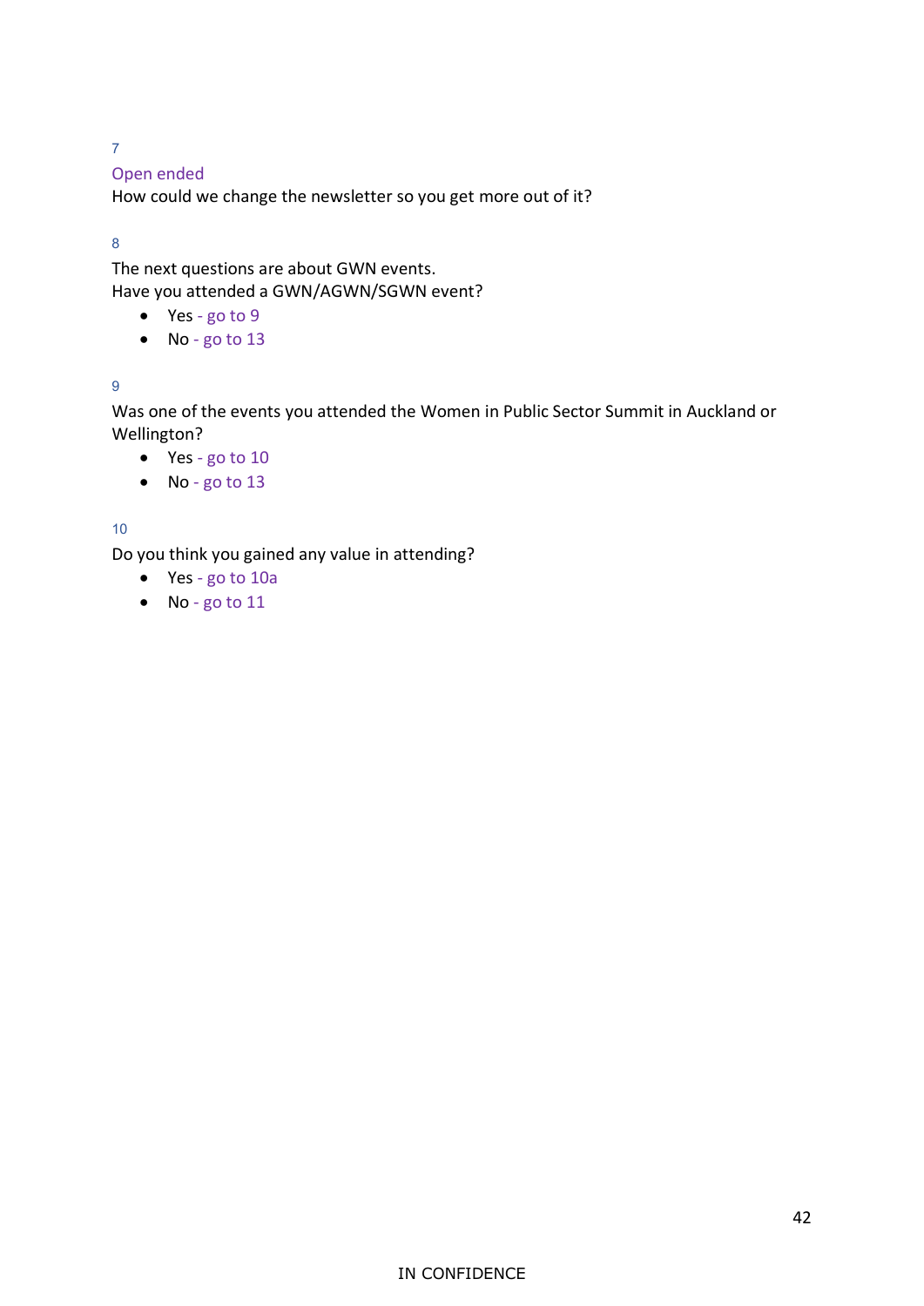7

Open ended

How could we change the newsletter so you get more out of it?

8

The next questions are about GWN events.

Have you attended a GWN/AGWN/SGWN event?

- Yes - go to 9
- No - go to 13

9

Was one of the events you attended the Women in Public Sector Summit in Auckland or Wellington?

- Yes - go to 10
- No - go to 13

10

Do you think you gained any value in attending?

- Yes - go to 10a
- No - go to 11

IN CONFIDENCE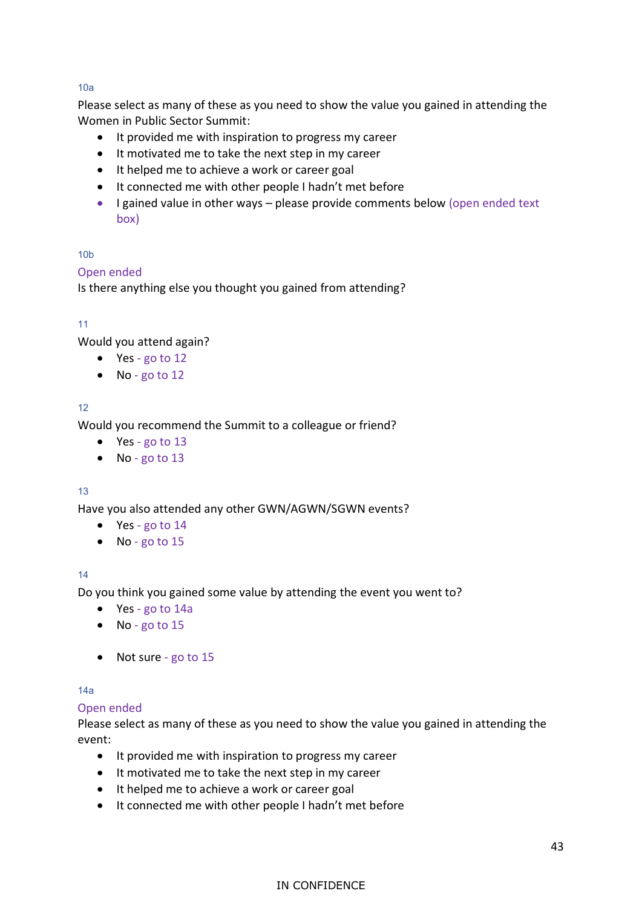10a

Please select as many of these as you need to show the value you gained in attending the Women in Public Sector Summit:

- It provided me with inspiration to progress my career
- It motivated me to take the next step in my career
- It helped me to achieve a work or career goal
- It connected me with other people I hadn't met before
- I gained value in other ways – please provide comments below (open ended text box)

10b

Open ended

Is there anything else you thought you gained from attending?

11

Would you attend again?

- Yes - go to 12
- No - go to 12

12

Would you recommend the Summit to a colleague or friend?

- Yes - go to 13
- No - go to 13

13

Have you also attended any other GWN/AGWN/SGWN events?

- Yes - go to 14
- No - go to 15

14

Do you think you gained some value by attending the event you went to?

- Yes - go to 14a
- No - go to 15
- Not sure - go to 15

14a

Open ended

Please select as many of these as you need to show the value you gained in attending the event:

- It provided me with inspiration to progress my career
- It motivated me to take the next step in my career
- It helped me to achieve a work or career goal
- It connected me with other people I hadn't met before

IN CONFIDENCE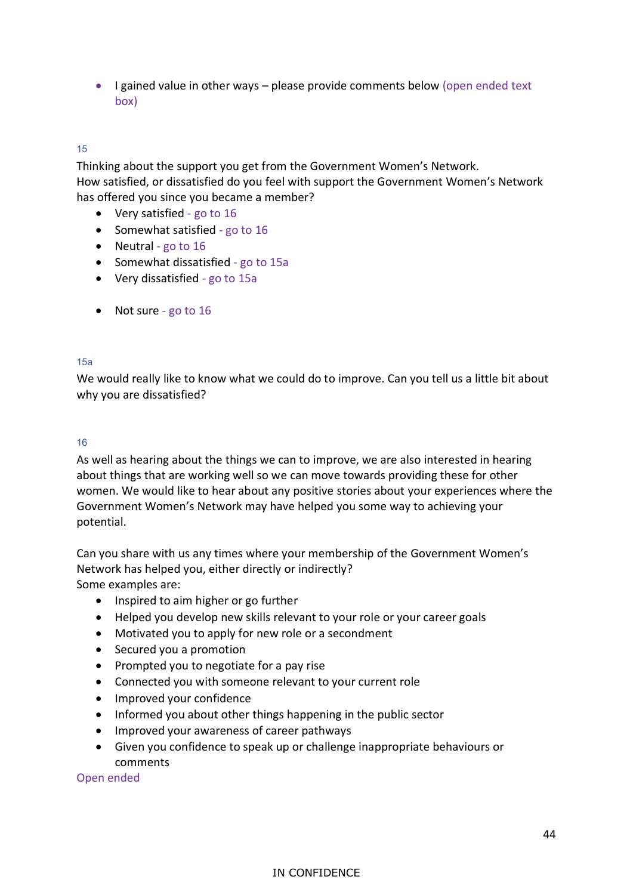- I gained value in other ways – please provide comments below (open ended text box)

15

Thinking about the support you get from the Government Women's Network.
How satisfied, or dissatisfied do you feel with support the Government Women's Network has offered you since you became a member?

- Very satisfied - go to 16
- Somewhat satisfied - go to 16
- Neutral - go to 16
- Somewhat dissatisfied - go to 15a
- Very dissatisfied - go to 15a

- Not sure - go to 16

15a

We would really like to know what we could do to improve. Can you tell us a little bit about why you are dissatisfied?

16

As well as hearing about the things we can to improve, we are also interested in hearing about things that are working well so we can move towards providing these for other women. We would like to hear about any positive stories about your experiences where the Government Women's Network may have helped you some way to achieving your potential.

Can you share with us any times where your membership of the Government Women's Network has helped you, either directly or indirectly?
Some examples are:

- Inspired to aim higher or go further
- Helped you develop new skills relevant to your role or your career goals
- Motivated you to apply for new role or a secondment
- Secured you a promotion
- Prompted you to negotiate for a pay rise
- Connected you with someone relevant to your current role
- Improved your confidence
- Informed you about other things happening in the public sector
- Improved your awareness of career pathways
- Given you confidence to speak up or challenge inappropriate behaviours or comments

Open ended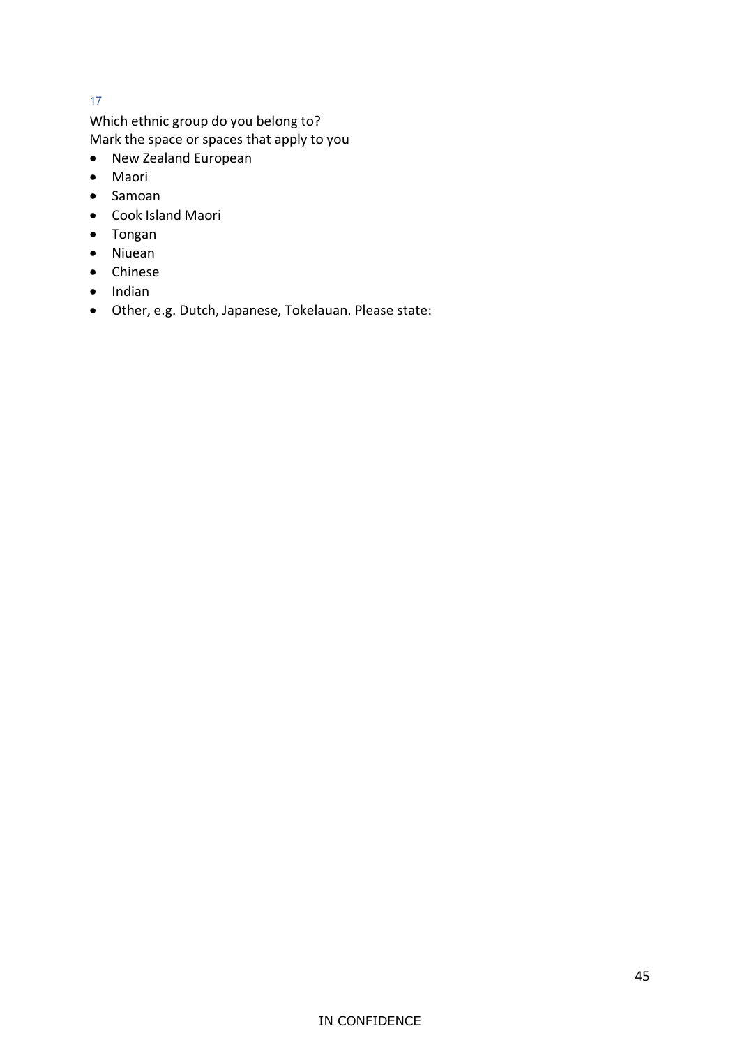17

Which ethnic group do you belong to?
Mark the space or spaces that apply to you

- New Zealand European
- Maori
- Samoan
- Cook Island Maori
- Tongan
- Niuean
- Chinese
- Indian
- Other, e.g. Dutch, Japanese, Tokelauan. Please state: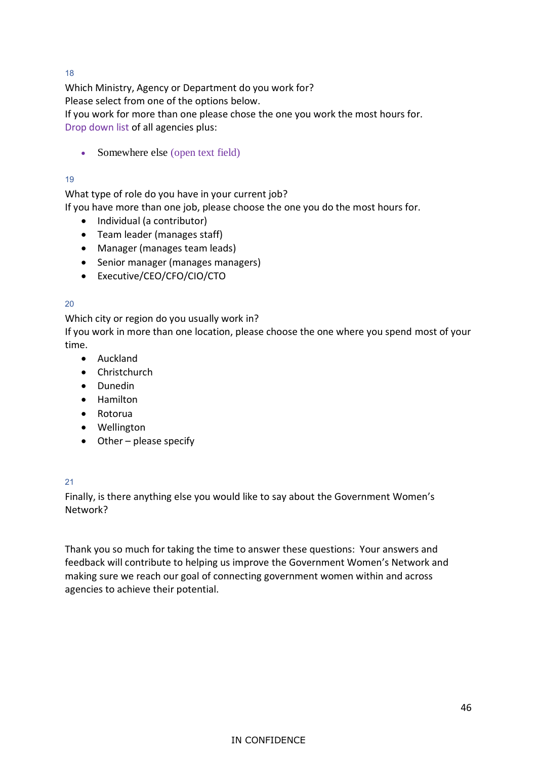18

Which Ministry, Agency or Department do you work for?
Please select from one of the options below.
If you work for more than one please chose the one you work the most hours for.
Drop down list of all agencies plus:

- Somewhere else (open text field)

19

What type of role do you have in your current job?
If you have more than one job, please choose the one you do the most hours for.

- Individual (a contributor)
- Team leader (manages staff)
- Manager (manages team leads)
- Senior manager (manages managers)
- Executive/CEO/CFO/CIO/CTO

20

Which city or region do you usually work in?
If you work in more than one location, please choose the one where you spend most of your time.

- Auckland
- Christchurch
- Dunedin
- Hamilton
- Rotorua
- Wellington
- Other – please specify

21

Finally, is there anything else you would like to say about the Government Women's Network?

Thank you so much for taking the time to answer these questions: Your answers and feedback will contribute to helping us improve the Government Women's Network and making sure we reach our goal of connecting government women within and across agencies to achieve their potential.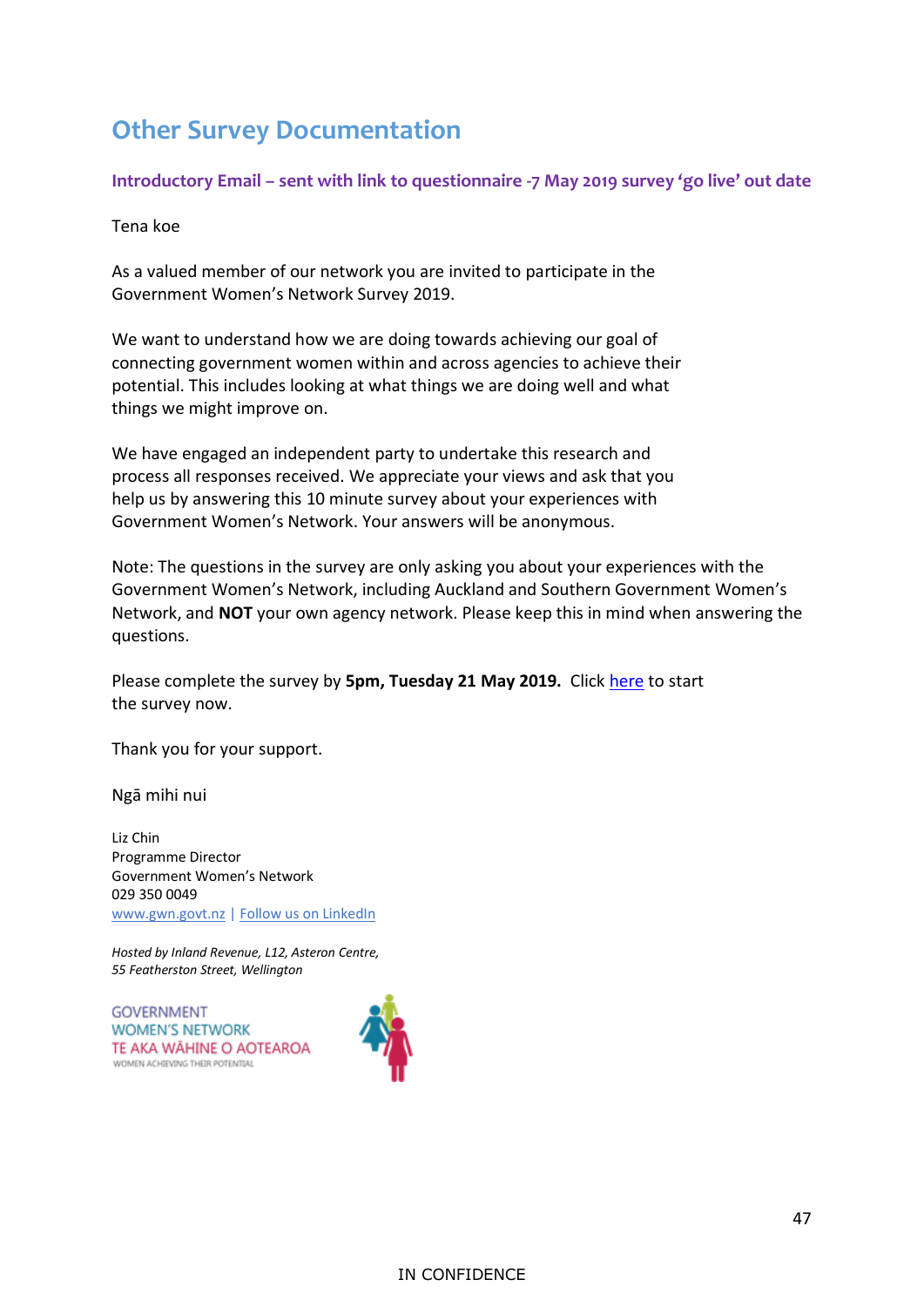## Other Survey Documentation

### Introductory Email – sent with link to questionnaire -7 May 2019 survey 'go live' out date

Tena koe

As a valued member of our network you are invited to participate in the Government Women's Network Survey 2019.

We want to understand how we are doing towards achieving our goal of connecting government women within and across agencies to achieve their potential. This includes looking at what things we are doing well and what things we might improve on.

We have engaged an independent party to undertake this research and process all responses received. We appreciate your views and ask that you help us by answering this 10 minute survey about your experiences with Government Women's Network. Your answers will be anonymous.

Note: The questions in the survey are only asking you about your experiences with the Government Women's Network, including Auckland and Southern Government Women's Network, and **NOT** your own agency network. Please keep this in mind when answering the questions.

Please complete the survey by **5pm, Tuesday 21 May 2019.** Click here to start the survey now.

Thank you for your support.

Ngā mihi nui

Liz Chin
Programme Director
Government Women's Network
029 350 0049
www.gwn.govt.nz | Follow us on LinkedIn

*Hosted by Inland Revenue, L12, Asteron Centre,*
*55 Featherston Street, Wellington*

GOVERNMENT
WOMEN'S NETWORK
TE AKA WĀHINE O AOTEAROA
WOMEN ACHIEVING THEIR POTENTIAL

IN CONFIDENCE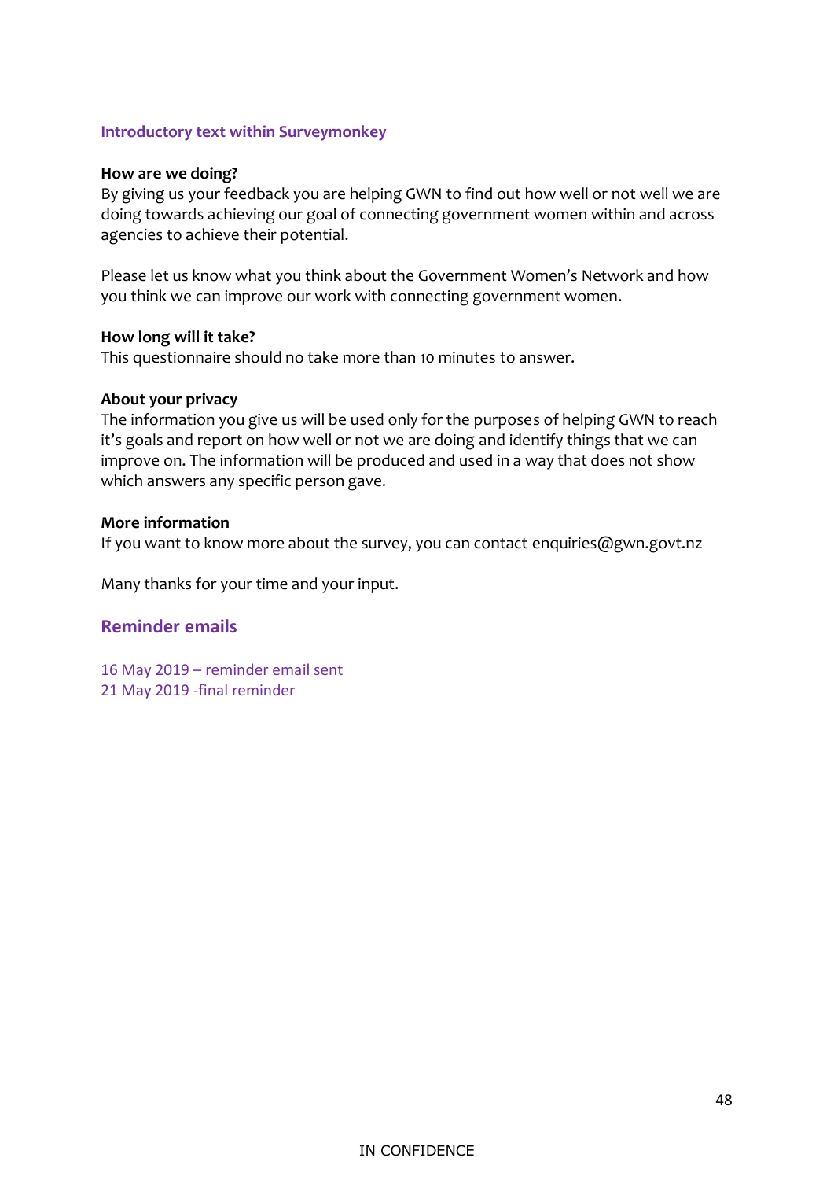### Introductory text within Surveymonkey

**How are we doing?**
By giving us your feedback you are helping GWN to find out how well or not well we are doing towards achieving our goal of connecting government women within and across agencies to achieve their potential.

Please let us know what you think about the Government Women's Network and how you think we can improve our work with connecting government women.

**How long will it take?**
This questionnaire should no take more than 10 minutes to answer.

**About your privacy**
The information you give us will be used only for the purposes of helping GWN to reach it's goals and report on how well or not we are doing and identify things that we can improve on. The information will be produced and used in a way that does not show which answers any specific person gave.

**More information**
If you want to know more about the survey, you can contact enquiries@gwn.govt.nz

Many thanks for your time and your input.

## Reminder emails

16 May 2019 – reminder email sent
21 May 2019 -final reminder